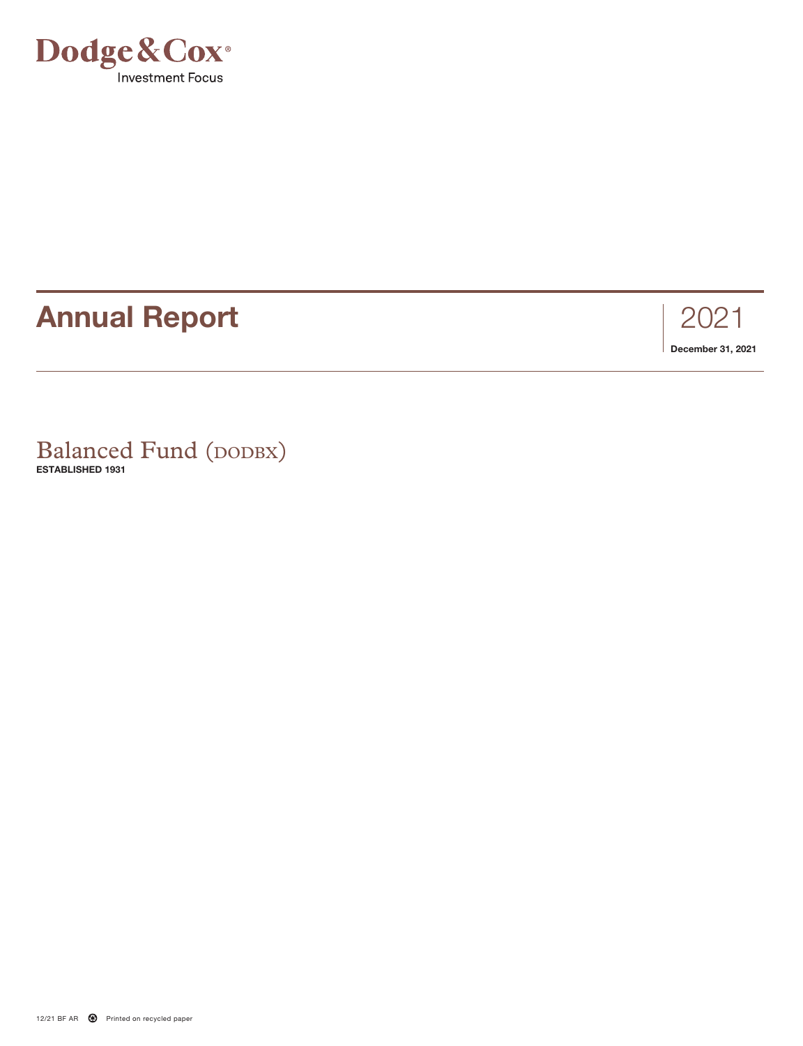Dodge & Cox®

Investment Focus

# Annual Report

2021

**December 31, 2021**

## Balanced Fund (DODBX)

**ESTABLISHED 1931**

12/21 BF AR Printed on recycled paper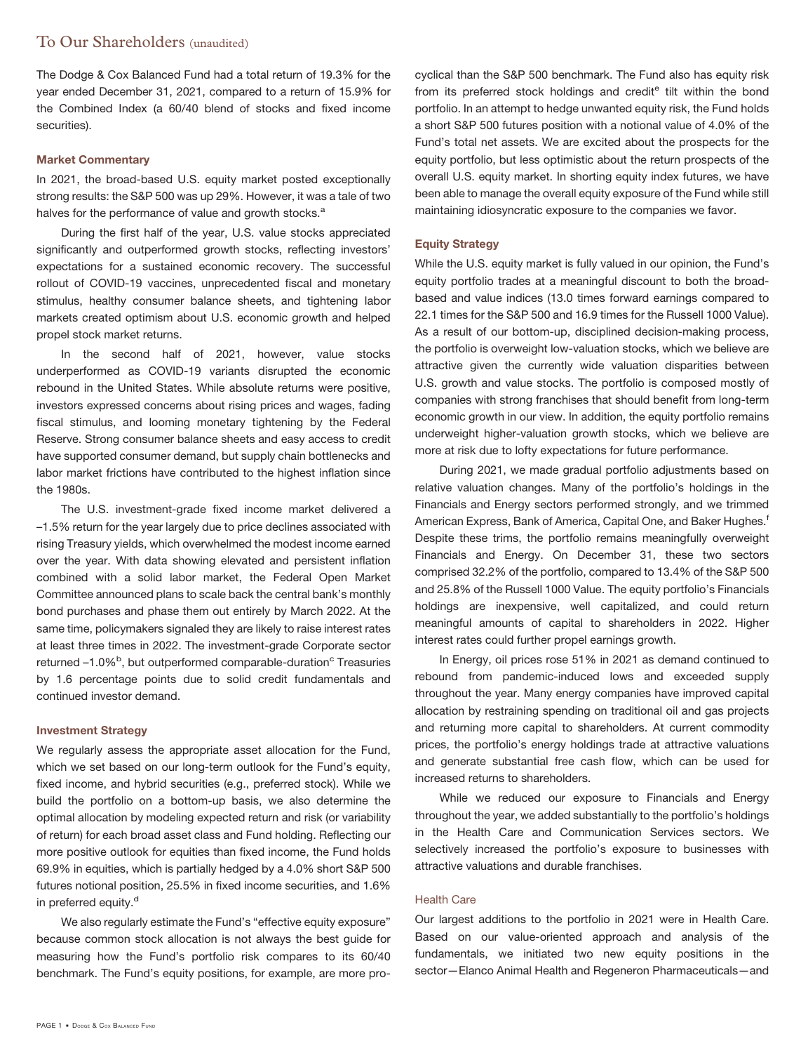# To Our Shareholders (unaudited)

The Dodge & Cox Balanced Fund had a total return of 19.3% for the year ended December 31, 2021, compared to a return of 15.9% for the Combined Index (a 60/40 blend of stocks and fixed income securities).

### Market Commentary

In 2021, the broad-based U.S. equity market posted exceptionally strong results: the S&P 500 was up 29%. However, it was a tale of two halves for the performance of value and growth stocks.[a]

During the first half of the year, U.S. value stocks appreciated significantly and outperformed growth stocks, reflecting investors' expectations for a sustained economic recovery. The successful rollout of COVID-19 vaccines, unprecedented fiscal and monetary stimulus, healthy consumer balance sheets, and tightening labor markets created optimism about U.S. economic growth and helped propel stock market returns.

In the second half of 2021, however, value stocks underperformed as COVID-19 variants disrupted the economic rebound in the United States. While absolute returns were positive, investors expressed concerns about rising prices and wages, fading fiscal stimulus, and looming monetary tightening by the Federal Reserve. Strong consumer balance sheets and easy access to credit have supported consumer demand, but supply chain bottlenecks and labor market frictions have contributed to the highest inflation since the 1980s.

The U.S. investment-grade fixed income market delivered a –1.5% return for the year largely due to price declines associated with rising Treasury yields, which overwhelmed the modest income earned over the year. With data showing elevated and persistent inflation combined with a solid labor market, the Federal Open Market Committee announced plans to scale back the central bank's monthly bond purchases and phase them out entirely by March 2022. At the same time, policymakers signaled they are likely to raise interest rates at least three times in 2022. The investment-grade Corporate sector returned –1.0%[b], but outperformed comparable-duration[c] Treasuries by 1.6 percentage points due to solid credit fundamentals and continued investor demand.

### Investment Strategy

We regularly assess the appropriate asset allocation for the Fund, which we set based on our long-term outlook for the Fund's equity, fixed income, and hybrid securities (e.g., preferred stock). While we build the portfolio on a bottom-up basis, we also determine the optimal allocation by modeling expected return and risk (or variability of return) for each broad asset class and Fund holding. Reflecting our more positive outlook for equities than fixed income, the Fund holds 69.9% in equities, which is partially hedged by a 4.0% short S&P 500 futures notional position, 25.5% in fixed income securities, and 1.6% in preferred equity.[d]

We also regularly estimate the Fund's "effective equity exposure" because common stock allocation is not always the best guide for measuring how the Fund's portfolio risk compares to its 60/40 benchmark. The Fund's equity positions, for example, are more pro-cyclical than the S&P 500 benchmark. The Fund also has equity risk from its preferred stock holdings and credit[e] tilt within the bond portfolio. In an attempt to hedge unwanted equity risk, the Fund holds a short S&P 500 futures position with a notional value of 4.0% of the Fund's total net assets. We are excited about the prospects for the equity portfolio, but less optimistic about the return prospects of the overall U.S. equity market. In shorting equity index futures, we have been able to manage the overall equity exposure of the Fund while still maintaining idiosyncratic exposure to the companies we favor.

### Equity Strategy

While the U.S. equity market is fully valued in our opinion, the Fund's equity portfolio trades at a meaningful discount to both the broad-based and value indices (13.0 times forward earnings compared to 22.1 times for the S&P 500 and 16.9 times for the Russell 1000 Value). As a result of our bottom-up, disciplined decision-making process, the portfolio is overweight low-valuation stocks, which we believe are attractive given the currently wide valuation disparities between U.S. growth and value stocks. The portfolio is composed mostly of companies with strong franchises that should benefit from long-term economic growth in our view. In addition, the equity portfolio remains underweight higher-valuation growth stocks, which we believe are more at risk due to lofty expectations for future performance.

During 2021, we made gradual portfolio adjustments based on relative valuation changes. Many of the portfolio's holdings in the Financials and Energy sectors performed strongly, and we trimmed American Express, Bank of America, Capital One, and Baker Hughes.[f] Despite these trims, the portfolio remains meaningfully overweight Financials and Energy. On December 31, these two sectors comprised 32.2% of the portfolio, compared to 13.4% of the S&P 500 and 25.8% of the Russell 1000 Value. The equity portfolio's Financials holdings are inexpensive, well capitalized, and could return meaningful amounts of capital to shareholders in 2022. Higher interest rates could further propel earnings growth.

In Energy, oil prices rose 51% in 2021 as demand continued to rebound from pandemic-induced lows and exceeded supply throughout the year. Many energy companies have improved capital allocation by restraining spending on traditional oil and gas projects and returning more capital to shareholders. At current commodity prices, the portfolio's energy holdings trade at attractive valuations and generate substantial free cash flow, which can be used for increased returns to shareholders.

While we reduced our exposure to Financials and Energy throughout the year, we added substantially to the portfolio's holdings in the Health Care and Communication Services sectors. We selectively increased the portfolio's exposure to businesses with attractive valuations and durable franchises.

#### Health Care

Our largest additions to the portfolio in 2021 were in Health Care. Based on our value-oriented approach and analysis of the fundamentals, we initiated two new equity positions in the sector—Elanco Animal Health and Regeneron Pharmaceuticals—and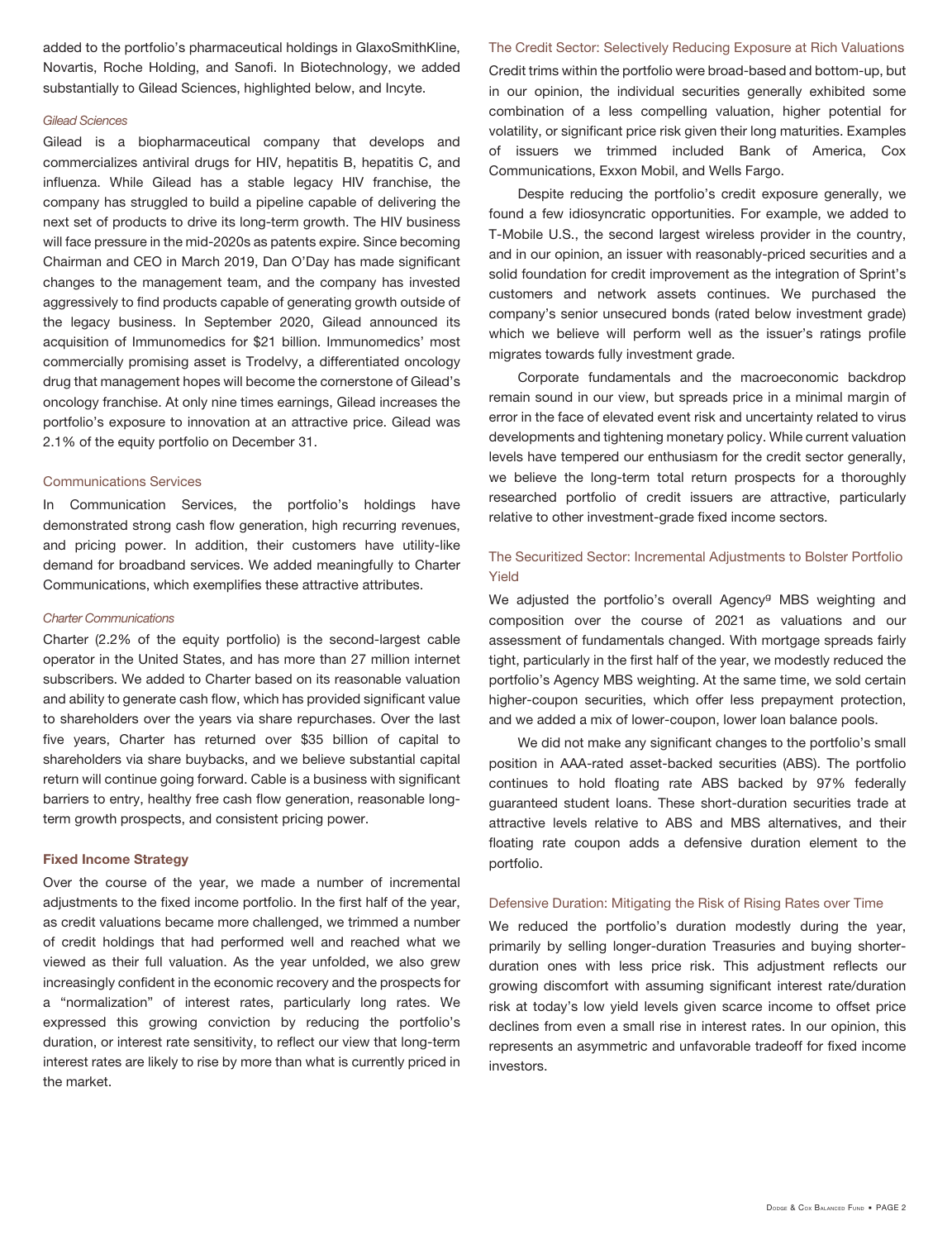added to the portfolio's pharmaceutical holdings in GlaxoSmithKline, Novartis, Roche Holding, and Sanofi. In Biotechnology, we added substantially to Gilead Sciences, highlighted below, and Incyte.

*Gilead Sciences*

Gilead is a biopharmaceutical company that develops and commercializes antiviral drugs for HIV, hepatitis B, hepatitis C, and influenza. While Gilead has a stable legacy HIV franchise, the company has struggled to build a pipeline capable of delivering the next set of products to drive its long-term growth. The HIV business will face pressure in the mid-2020s as patents expire. Since becoming Chairman and CEO in March 2019, Dan O'Day has made significant changes to the management team, and the company has invested aggressively to find products capable of generating growth outside of the legacy business. In September 2020, Gilead announced its acquisition of Immunomedics for $21 billion. Immunomedics' most commercially promising asset is Trodelvy, a differentiated oncology drug that management hopes will become the cornerstone of Gilead's oncology franchise. At only nine times earnings, Gilead increases the portfolio's exposure to innovation at an attractive price. Gilead was 2.1% of the equity portfolio on December 31.

### Communications Services

In Communication Services, the portfolio's holdings have demonstrated strong cash flow generation, high recurring revenues, and pricing power. In addition, their customers have utility-like demand for broadband services. We added meaningfully to Charter Communications, which exemplifies these attractive attributes.

*Charter Communications*

Charter (2.2% of the equity portfolio) is the second-largest cable operator in the United States, and has more than 27 million internet subscribers. We added to Charter based on its reasonable valuation and ability to generate cash flow, which has provided significant value to shareholders over the years via share repurchases. Over the last five years, Charter has returned over $35 billion of capital to shareholders via share buybacks, and we believe substantial capital return will continue going forward. Cable is a business with significant barriers to entry, healthy free cash flow generation, reasonable long-term growth prospects, and consistent pricing power.

## Fixed Income Strategy

Over the course of the year, we made a number of incremental adjustments to the fixed income portfolio. In the first half of the year, as credit valuations became more challenged, we trimmed a number of credit holdings that had performed well and reached what we viewed as their full valuation. As the year unfolded, we also grew increasingly confident in the economic recovery and the prospects for a "normalization" of interest rates, particularly long rates. We expressed this growing conviction by reducing the portfolio's duration, or interest rate sensitivity, to reflect our view that long-term interest rates are likely to rise by more than what is currently priced in the market.

### The Credit Sector: Selectively Reducing Exposure at Rich Valuations

Credit trims within the portfolio were broad-based and bottom-up, but in our opinion, the individual securities generally exhibited some combination of a less compelling valuation, higher potential for volatility, or significant price risk given their long maturities. Examples of issuers we trimmed included Bank of America, Cox Communications, Exxon Mobil, and Wells Fargo.

Despite reducing the portfolio's credit exposure generally, we found a few idiosyncratic opportunities. For example, we added to T-Mobile U.S., the second largest wireless provider in the country, and in our opinion, an issuer with reasonably-priced securities and a solid foundation for credit improvement as the integration of Sprint's customers and network assets continues. We purchased the company's senior unsecured bonds (rated below investment grade) which we believe will perform well as the issuer's ratings profile migrates towards fully investment grade.

Corporate fundamentals and the macroeconomic backdrop remain sound in our view, but spreads price in a minimal margin of error in the face of elevated event risk and uncertainty related to virus developments and tightening monetary policy. While current valuation levels have tempered our enthusiasm for the credit sector generally, we believe the long-term total return prospects for a thoroughly researched portfolio of credit issuers are attractive, particularly relative to other investment-grade fixed income sectors.

### The Securitized Sector: Incremental Adjustments to Bolster Portfolio Yield

We adjusted the portfolio's overall Agency[g] MBS weighting and composition over the course of 2021 as valuations and our assessment of fundamentals changed. With mortgage spreads fairly tight, particularly in the first half of the year, we modestly reduced the portfolio's Agency MBS weighting. At the same time, we sold certain higher-coupon securities, which offer less prepayment protection, and we added a mix of lower-coupon, lower loan balance pools.

We did not make any significant changes to the portfolio's small position in AAA-rated asset-backed securities (ABS). The portfolio continues to hold floating rate ABS backed by 97% federally guaranteed student loans. These short-duration securities trade at attractive levels relative to ABS and MBS alternatives, and their floating rate coupon adds a defensive duration element to the portfolio.

### Defensive Duration: Mitigating the Risk of Rising Rates over Time

We reduced the portfolio's duration modestly during the year, primarily by selling longer-duration Treasuries and buying shorter-duration ones with less price risk. This adjustment reflects our growing discomfort with assuming significant interest rate/duration risk at today's low yield levels given scarce income to offset price declines from even a small rise in interest rates. In our opinion, this represents an asymmetric and unfavorable tradeoff for fixed income investors.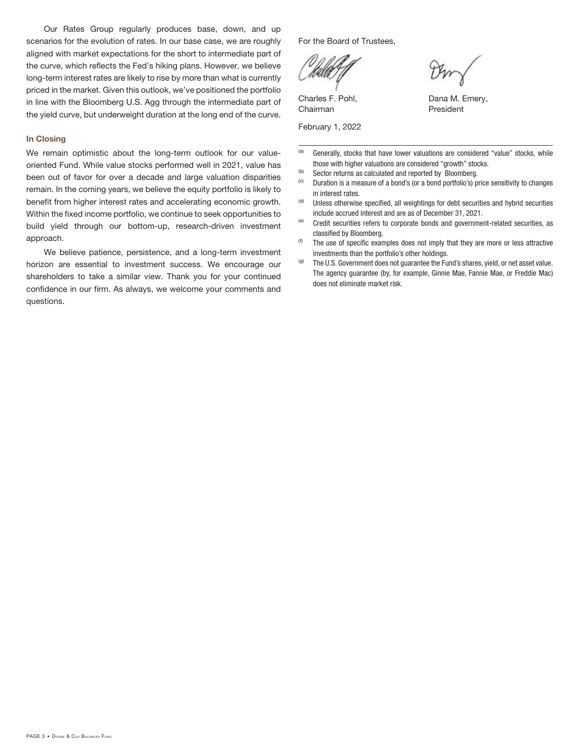Our Rates Group regularly produces base, down, and up scenarios for the evolution of rates. In our base case, we are roughly aligned with market expectations for the short to intermediate part of the curve, which reflects the Fed's hiking plans. However, we believe long-term interest rates are likely to rise by more than what is currently priced in the market. Given this outlook, we've positioned the portfolio in line with the Bloomberg U.S. Agg through the intermediate part of the yield curve, but underweight duration at the long end of the curve.

### In Closing

We remain optimistic about the long-term outlook for our value-oriented Fund. While value stocks performed well in 2021, value has been out of favor for over a decade and large valuation disparities remain. In the coming years, we believe the equity portfolio is likely to benefit from higher interest rates and accelerating economic growth. Within the fixed income portfolio, we continue to seek opportunities to build yield through our bottom-up, research-driven investment approach.

We believe patience, persistence, and a long-term investment horizon are essential to investment success. We encourage our shareholders to take a similar view. Thank you for your continued confidence in our firm. As always, we welcome your comments and questions.

For the Board of Trustees,

Charles F. Pohl,
Chairman

Dana M. Emery,
President

February 1, 2022

---

(a) Generally, stocks that have lower valuations are considered "value" stocks, while those with higher valuations are considered "growth" stocks.

(b) Sector returns as calculated and reported by Bloomberg.

(c) Duration is a measure of a bond's (or a bond portfolio's) price sensitivity to changes in interest rates.

(d) Unless otherwise specified, all weightings for debt securities and hybrid securities include accrued interest and are as of December 31, 2021.

(e) Credit securities refers to corporate bonds and government-related securities, as classified by Bloomberg.

(f) The use of specific examples does not imply that they are more or less attractive investments than the portfolio's other holdings.

(g) The U.S. Government does not guarantee the Fund's shares, yield, or net asset value. The agency guarantee (by, for example, Ginnie Mae, Fannie Mae, or Freddie Mac) does not eliminate market risk.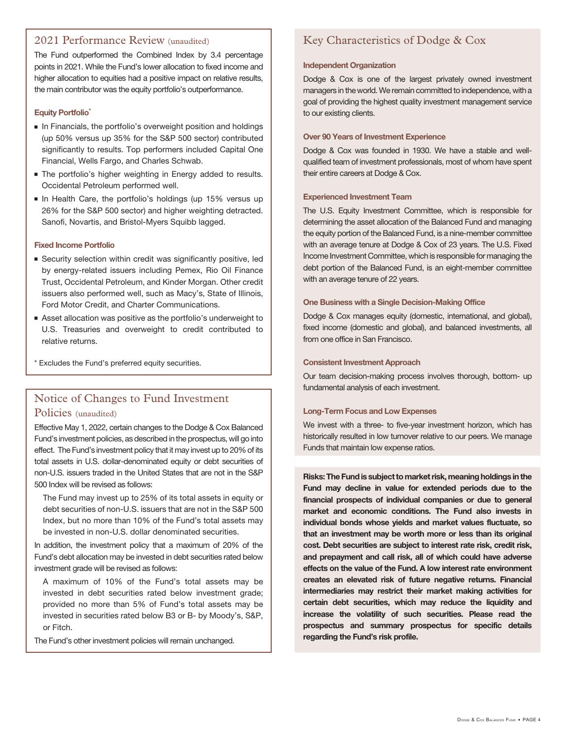## 2021 Performance Review (unaudited)

The Fund outperformed the Combined Index by 3.4 percentage points in 2021. While the Fund's lower allocation to fixed income and higher allocation to equities had a positive impact on relative results, the main contributor was the equity portfolio's outperformance.

### Equity Portfolio*

- In Financials, the portfolio's overweight position and holdings (up 50% versus up 35% for the S&P 500 sector) contributed significantly to results. Top performers included Capital One Financial, Wells Fargo, and Charles Schwab.
- The portfolio's higher weighting in Energy added to results. Occidental Petroleum performed well.
- In Health Care, the portfolio's holdings (up 15% versus up 26% for the S&P 500 sector) and higher weighting detracted. Sanofi, Novartis, and Bristol-Myers Squibb lagged.

### Fixed Income Portfolio

- Security selection within credit was significantly positive, led by energy-related issuers including Pemex, Rio Oil Finance Trust, Occidental Petroleum, and Kinder Morgan. Other credit issuers also performed well, such as Macy's, State of Illinois, Ford Motor Credit, and Charter Communications.
- Asset allocation was positive as the portfolio's underweight to U.S. Treasuries and overweight to credit contributed to relative returns.

* Excludes the Fund's preferred equity securities.

## Notice of Changes to Fund Investment Policies (unaudited)

Effective May 1, 2022, certain changes to the Dodge & Cox Balanced Fund's investment policies, as described in the prospectus, will go into effect. The Fund's investment policy that it may invest up to 20% of its total assets in U.S. dollar-denominated equity or debt securities of non-U.S. issuers traded in the United States that are not in the S&P 500 Index will be revised as follows:

> The Fund may invest up to 25% of its total assets in equity or debt securities of non-U.S. issuers that are not in the S&P 500 Index, but no more than 10% of the Fund's total assets may be invested in non-U.S. dollar denominated securities.

In addition, the investment policy that a maximum of 20% of the Fund's debt allocation may be invested in debt securities rated below investment grade will be revised as follows:

> A maximum of 10% of the Fund's total assets may be invested in debt securities rated below investment grade; provided no more than 5% of Fund's total assets may be invested in securities rated below B3 or B- by Moody's, S&P, or Fitch.

The Fund's other investment policies will remain unchanged.

## Key Characteristics of Dodge & Cox

### Independent Organization

Dodge & Cox is one of the largest privately owned investment managers in the world. We remain committed to independence, with a goal of providing the highest quality investment management service to our existing clients.

### Over 90 Years of Investment Experience

Dodge & Cox was founded in 1930. We have a stable and well-qualified team of investment professionals, most of whom have spent their entire careers at Dodge & Cox.

### Experienced Investment Team

The U.S. Equity Investment Committee, which is responsible for determining the asset allocation of the Balanced Fund and managing the equity portion of the Balanced Fund, is a nine-member committee with an average tenure at Dodge & Cox of 23 years. The U.S. Fixed Income Investment Committee, which is responsible for managing the debt portion of the Balanced Fund, is an eight-member committee with an average tenure of 22 years.

### One Business with a Single Decision-Making Office

Dodge & Cox manages equity (domestic, international, and global), fixed income (domestic and global), and balanced investments, all from one office in San Francisco.

### Consistent Investment Approach

Our team decision-making process involves thorough, bottom- up fundamental analysis of each investment.

### Long-Term Focus and Low Expenses

We invest with a three- to five-year investment horizon, which has historically resulted in low turnover relative to our peers. We manage Funds that maintain low expense ratios.

**Risks: The Fund is subject to market risk, meaning holdings in the Fund may decline in value for extended periods due to the financial prospects of individual companies or due to general market and economic conditions. The Fund also invests in individual bonds whose yields and market values fluctuate, so that an investment may be worth more or less than its original cost. Debt securities are subject to interest rate risk, credit risk, and prepayment and call risk, all of which could have adverse effects on the value of the Fund. A low interest rate environment creates an elevated risk of future negative returns. Financial intermediaries may restrict their market making activities for certain debt securities, which may reduce the liquidity and increase the volatility of such securities. Please read the prospectus and summary prospectus for specific details regarding the Fund's risk profile.**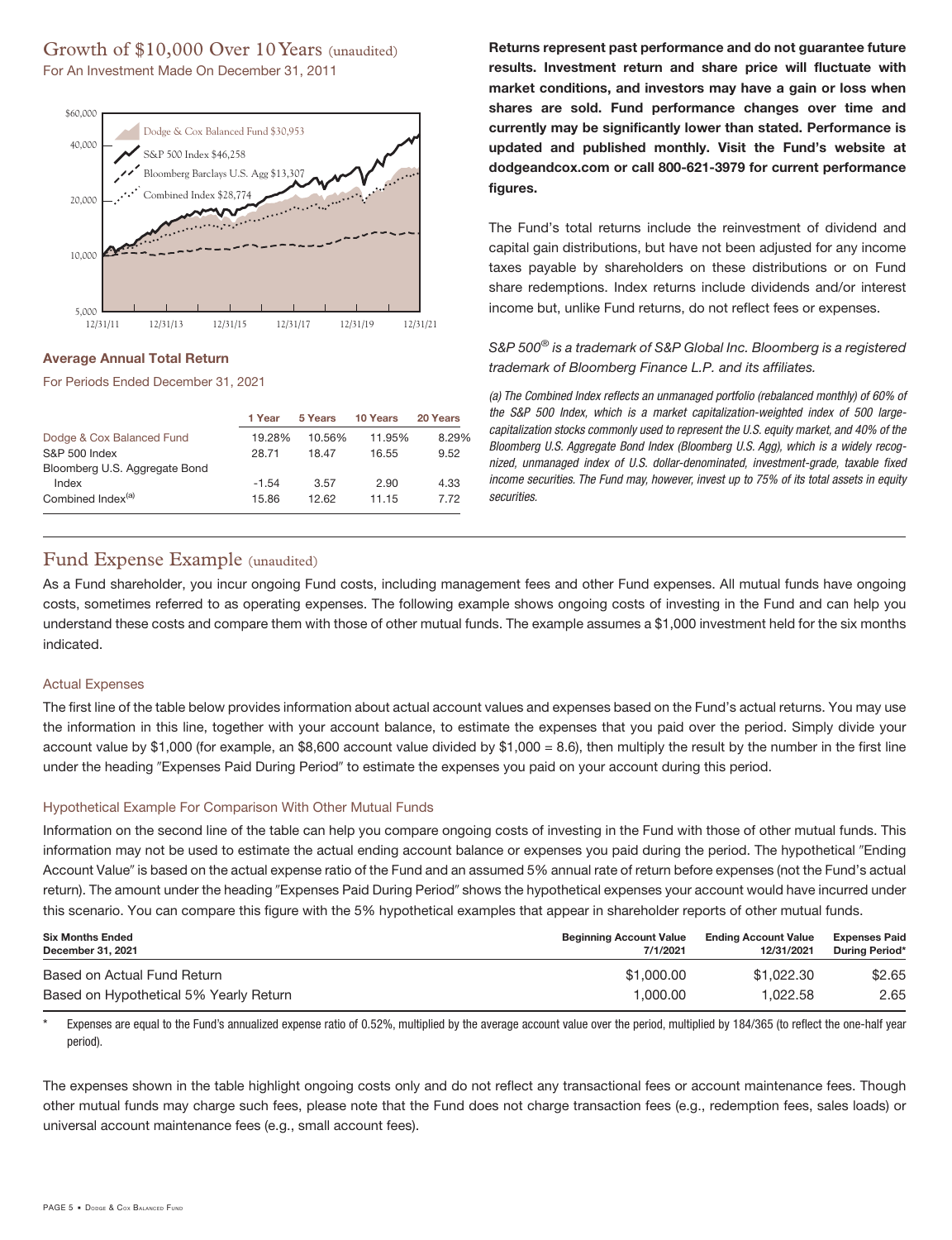## Growth of $10,000 Over 10 Years (unaudited)

For An Investment Made On December 31, 2011

Dodge & Cox Balanced Fund $30,953
S&P 500 Index $46,258
Bloomberg Barclays U.S. Agg $13,307
Combined Index $28,774

### Average Annual Total Return

For Periods Ended December 31, 2021

| | 1 Year | 5 Years | 10 Years | 20 Years |
|---|---|---|---|---|
| Dodge & Cox Balanced Fund | 19.28% | 10.56% | 11.95% | 8.29% |
| S&P 500 Index | 28.71 | 18.47 | 16.55 | 9.52 |
| Bloomberg U.S. Aggregate Bond Index | -1.54 | 3.57 | 2.90 | 4.33 |
| Combined Index[(a)] | 15.86 | 12.62 | 11.15 | 7.72 |

**Returns represent past performance and do not guarantee future results. Investment return and share price will fluctuate with market conditions, and investors may have a gain or loss when shares are sold. Fund performance changes over time and currently may be significantly lower than stated. Performance is updated and published monthly. Visit the Fund's website at dodgeandcox.com or call 800-621-3979 for current performance figures.**

The Fund's total returns include the reinvestment of dividend and capital gain distributions, but have not been adjusted for any income taxes payable by shareholders on these distributions or on Fund share redemptions. Index returns include dividends and/or interest income but, unlike Fund returns, do not reflect fees or expenses.

*S&P 500® is a trademark of S&P Global Inc. Bloomberg is a registered trademark of Bloomberg Finance L.P. and its affiliates.*

*(a) The Combined Index reflects an unmanaged portfolio (rebalanced monthly) of 60% of the S&P 500 Index, which is a market capitalization-weighted index of 500 large-capitalization stocks commonly used to represent the U.S. equity market, and 40% of the Bloomberg U.S. Aggregate Bond Index (Bloomberg U.S. Agg), which is a widely recognized, unmanaged index of U.S. dollar-denominated, investment-grade, taxable fixed income securities. The Fund may, however, invest up to 75% of its total assets in equity securities.*

## Fund Expense Example (unaudited)

As a Fund shareholder, you incur ongoing Fund costs, including management fees and other Fund expenses. All mutual funds have ongoing costs, sometimes referred to as operating expenses. The following example shows ongoing costs of investing in the Fund and can help you understand these costs and compare them with those of other mutual funds. The example assumes a $1,000 investment held for the six months indicated.

### Actual Expenses

The first line of the table below provides information about actual account values and expenses based on the Fund's actual returns. You may use the information in this line, together with your account balance, to estimate the expenses that you paid over the period. Simply divide your account value by $1,000 (for example, an $8,600 account value divided by $1,000 = 8.6), then multiply the result by the number in the first line under the heading "Expenses Paid During Period" to estimate the expenses you paid on your account during this period.

### Hypothetical Example For Comparison With Other Mutual Funds

Information on the second line of the table can help you compare ongoing costs of investing in the Fund with those of other mutual funds. This information may not be used to estimate the actual ending account balance or expenses you paid during the period. The hypothetical "Ending Account Value" is based on the actual expense ratio of the Fund and an assumed 5% annual rate of return before expenses (not the Fund's actual return). The amount under the heading "Expenses Paid During Period" shows the hypothetical expenses your account would have incurred under this scenario. You can compare this figure with the 5% hypothetical examples that appear in shareholder reports of other mutual funds.

| Six Months Ended December 31, 2021 | Beginning Account Value 7/1/2021 | Ending Account Value 12/31/2021 | Expenses Paid During Period* |
|---|---|---|---|
| Based on Actual Fund Return | $1,000.00 | $1,022.30 | $2.65 |
| Based on Hypothetical 5% Yearly Return | 1,000.00 | 1,022.58 | 2.65 |

\* Expenses are equal to the Fund's annualized expense ratio of 0.52%, multiplied by the average account value over the period, multiplied by 184/365 (to reflect the one-half year period).

The expenses shown in the table highlight ongoing costs only and do not reflect any transactional fees or account maintenance fees. Though other mutual funds may charge such fees, please note that the Fund does not charge transaction fees (e.g., redemption fees, sales loads) or universal account maintenance fees (e.g., small account fees).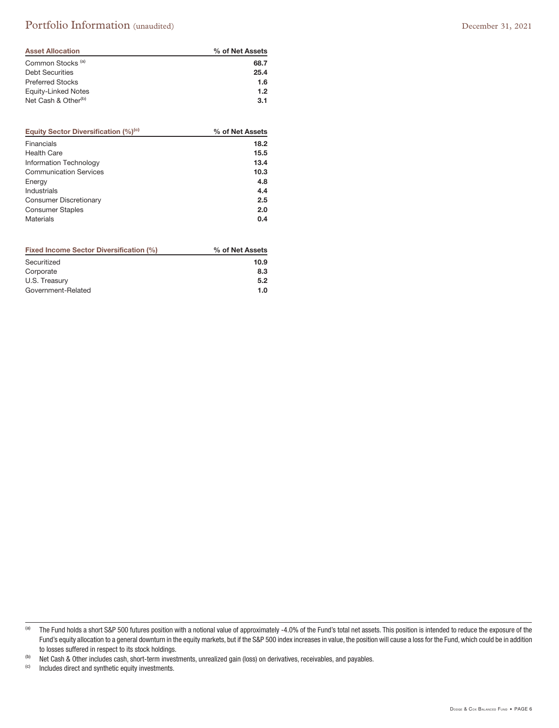# Portfolio Information (unaudited)

December 31, 2021

| Asset Allocation | % of Net Assets |
|---|---|
| Common Stocks [(a)] | 68.7 |
| Debt Securities | 25.4 |
| Preferred Stocks | 1.6 |
| Equity-Linked Notes | 1.2 |
| Net Cash & Other[(b)] | 3.1 |

| Equity Sector Diversification (%)[(c)] | % of Net Assets |
|---|---|
| Financials | 18.2 |
| Health Care | 15.5 |
| Information Technology | 13.4 |
| Communication Services | 10.3 |
| Energy | 4.8 |
| Industrials | 4.4 |
| Consumer Discretionary | 2.5 |
| Consumer Staples | 2.0 |
| Materials | 0.4 |

| Fixed Income Sector Diversification (%) | % of Net Assets |
|---|---|
| Securitized | 10.9 |
| Corporate | 8.3 |
| U.S. Treasury | 5.2 |
| Government-Related | 1.0 |

(a) The Fund holds a short S&P 500 futures position with a notional value of approximately -4.0% of the Fund's total net assets. This position is intended to reduce the exposure of the Fund's equity allocation to a general downturn in the equity markets, but if the S&P 500 index increases in value, the position will cause a loss for the Fund, which could be in addition to losses suffered in respect to its stock holdings.

(b) Net Cash & Other includes cash, short-term investments, unrealized gain (loss) on derivatives, receivables, and payables.

(c) Includes direct and synthetic equity investments.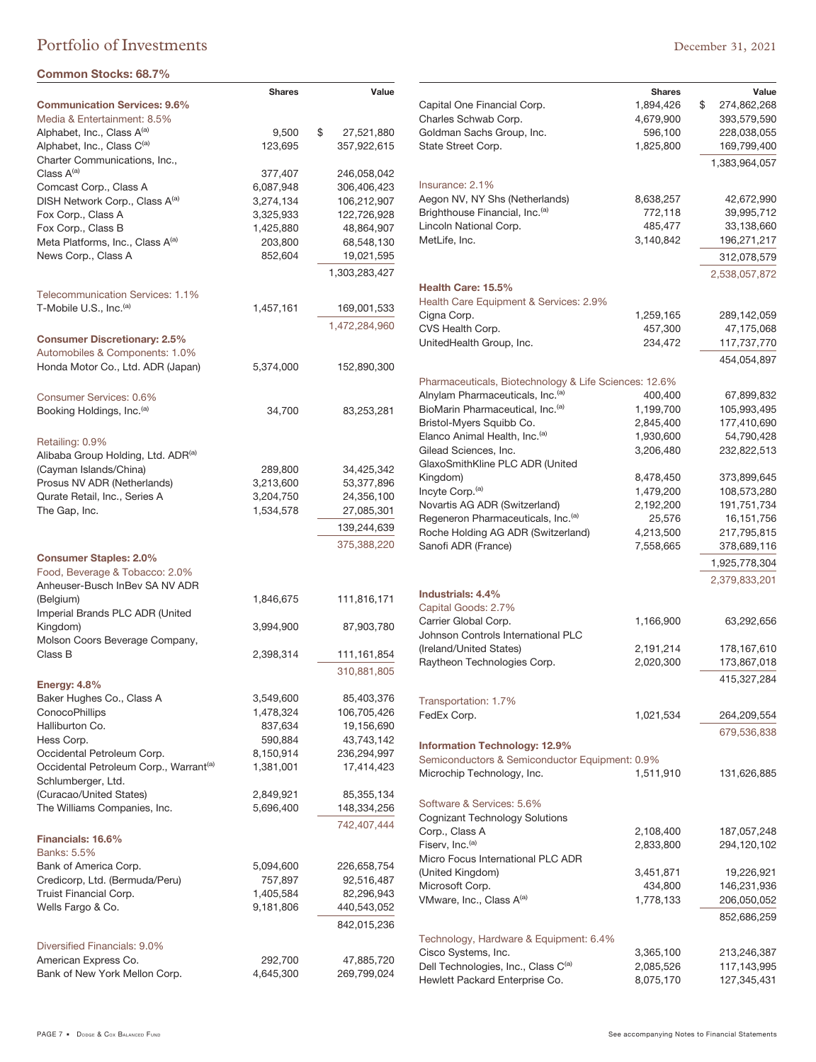# Portfolio of Investments

December 31, 2021

## Common Stocks: 68.7%

| | Shares | Value |
|---|---|---|
| **Communication Services: 9.6%** | | |
| Media & Entertainment: 8.5% | | |
| Alphabet, Inc., Class A[(a)] | 9,500 | $ 27,521,880 |
| Alphabet, Inc., Class C[(a)] | 123,695 | 357,922,615 |
| Charter Communications, Inc., Class A[(a)] | 377,407 | 246,058,042 |
| Comcast Corp., Class A | 6,087,948 | 306,406,423 |
| DISH Network Corp., Class A[(a)] | 3,274,134 | 106,212,907 |
| Fox Corp., Class A | 3,325,933 | 122,726,928 |
| Fox Corp., Class B | 1,425,880 | 48,864,907 |
| Meta Platforms, Inc., Class A[(a)] | 203,800 | 68,548,130 |
| News Corp., Class A | 852,604 | 19,021,595 |
| | | 1,303,283,427 |
| Telecommunication Services: 1.1% | | |
| T-Mobile U.S., Inc.[(a)] | 1,457,161 | 169,001,533 |
| | | 1,472,284,960 |
| **Consumer Discretionary: 2.5%** | | |
| Automobiles & Components: 1.0% | | |
| Honda Motor Co., Ltd. ADR (Japan) | 5,374,000 | 152,890,300 |
| Consumer Services: 0.6% | | |
| Booking Holdings, Inc.[(a)] | 34,700 | 83,253,281 |
| Retailing: 0.9% | | |
| Alibaba Group Holding, Ltd. ADR[(a)] (Cayman Islands/China) | 289,800 | 34,425,342 |
| Prosus NV ADR (Netherlands) | 3,213,600 | 53,377,896 |
| Qurate Retail, Inc., Series A | 3,204,750 | 24,356,100 |
| The Gap, Inc. | 1,534,578 | 27,085,301 |
| | | 139,244,639 |
| | | 375,388,220 |
| **Consumer Staples: 2.0%** | | |
| Food, Beverage & Tobacco: 2.0% | | |
| Anheuser-Busch InBev SA NV ADR (Belgium) | 1,846,675 | 111,816,171 |
| Imperial Brands PLC ADR (United Kingdom) | 3,994,900 | 87,903,780 |
| Molson Coors Beverage Company, Class B | 2,398,314 | 111,161,854 |
| | | 310,881,805 |
| **Energy: 4.8%** | | |
| Baker Hughes Co., Class A | 3,549,600 | 85,403,376 |
| ConocoPhillips | 1,478,324 | 106,705,426 |
| Halliburton Co. | 837,634 | 19,156,690 |
| Hess Corp. | 590,884 | 43,743,142 |
| Occidental Petroleum Corp. | 8,150,914 | 236,294,997 |
| Occidental Petroleum Corp., Warrant[(a)] | 1,381,001 | 17,414,423 |
| Schlumberger, Ltd. (Curacao/United States) | 2,849,921 | 85,355,134 |
| The Williams Companies, Inc. | 5,696,400 | 148,334,256 |
| | | 742,407,444 |
| **Financials: 16.6%** | | |
| Banks: 5.5% | | |
| Bank of America Corp. | 5,094,600 | 226,658,754 |
| Credicorp, Ltd. (Bermuda/Peru) | 757,897 | 92,516,487 |
| Truist Financial Corp. | 1,405,584 | 82,296,943 |
| Wells Fargo & Co. | 9,181,806 | 440,543,052 |
| | | 842,015,236 |
| Diversified Financials: 9.0% | | |
| American Express Co. | 292,700 | 47,885,720 |
| Bank of New York Mellon Corp. | 4,645,300 | 269,799,024 |
| Capital One Financial Corp. | 1,894,426 | $ 274,862,268 |
| Charles Schwab Corp. | 4,679,900 | 393,579,590 |
| Goldman Sachs Group, Inc. | 596,100 | 228,038,055 |
| State Street Corp. | 1,825,800 | 169,799,400 |
| | | 1,383,964,057 |
| Insurance: 2.1% | | |
| Aegon NV, NY Shs (Netherlands) | 8,638,257 | 42,672,990 |
| Brighthouse Financial, Inc.[(a)] | 772,118 | 39,995,712 |
| Lincoln National Corp. | 485,477 | 33,138,660 |
| MetLife, Inc. | 3,140,842 | 196,271,217 |
| | | 312,078,579 |
| | | 2,538,057,872 |
| **Health Care: 15.5%** | | |
| Health Care Equipment & Services: 2.9% | | |
| Cigna Corp. | 1,259,165 | 289,142,059 |
| CVS Health Corp. | 457,300 | 47,175,068 |
| UnitedHealth Group, Inc. | 234,472 | 117,737,770 |
| | | 454,054,897 |
| Pharmaceuticals, Biotechnology & Life Sciences: 12.6% | | |
| Alnylam Pharmaceuticals, Inc.[(a)] | 400,400 | 67,899,832 |
| BioMarin Pharmaceutical, Inc.[(a)] | 1,199,700 | 105,993,495 |
| Bristol-Myers Squibb Co. | 2,845,400 | 177,410,690 |
| Elanco Animal Health, Inc.[(a)] | 1,930,600 | 54,790,428 |
| Gilead Sciences, Inc. | 3,206,480 | 232,822,513 |
| GlaxoSmithKline PLC ADR (United Kingdom) | 8,478,450 | 373,899,645 |
| Incyte Corp.[(a)] | 1,479,200 | 108,573,280 |
| Novartis AG ADR (Switzerland) | 2,192,200 | 191,751,734 |
| Regeneron Pharmaceuticals, Inc.[(a)] | 25,576 | 16,151,756 |
| Roche Holding AG ADR (Switzerland) | 4,213,500 | 217,795,815 |
| Sanofi ADR (France) | 7,558,665 | 378,689,116 |
| | | 1,925,778,304 |
| | | 2,379,833,201 |
| **Industrials: 4.4%** | | |
| Capital Goods: 2.7% | | |
| Carrier Global Corp. | 1,166,900 | 63,292,656 |
| Johnson Controls International PLC (Ireland/United States) | 2,191,214 | 178,167,610 |
| Raytheon Technologies Corp. | 2,020,300 | 173,867,018 |
| | | 415,327,284 |
| Transportation: 1.7% | | |
| FedEx Corp. | 1,021,534 | 264,209,554 |
| | | 679,536,838 |
| **Information Technology: 12.9%** | | |
| Semiconductors & Semiconductor Equipment: 0.9% | | |
| Microchip Technology, Inc. | 1,511,910 | 131,626,885 |
| Software & Services: 5.6% | | |
| Cognizant Technology Solutions Corp., Class A | 2,108,400 | 187,057,248 |
| Fiserv, Inc.[(a)] | 2,833,800 | 294,120,102 |
| Micro Focus International PLC ADR (United Kingdom) | 3,451,871 | 19,226,921 |
| Microsoft Corp. | 434,800 | 146,231,936 |
| VMware, Inc., Class A[(a)] | 1,778,133 | 206,050,052 |
| | | 852,686,259 |
| Technology, Hardware & Equipment: 6.4% | | |
| Cisco Systems, Inc. | 3,365,100 | 213,246,387 |
| Dell Technologies, Inc., Class C[(a)] | 2,085,526 | 117,143,995 |
| Hewlett Packard Enterprise Co. | 8,075,170 | 127,345,431 |

See accompanying Notes to Financial Statements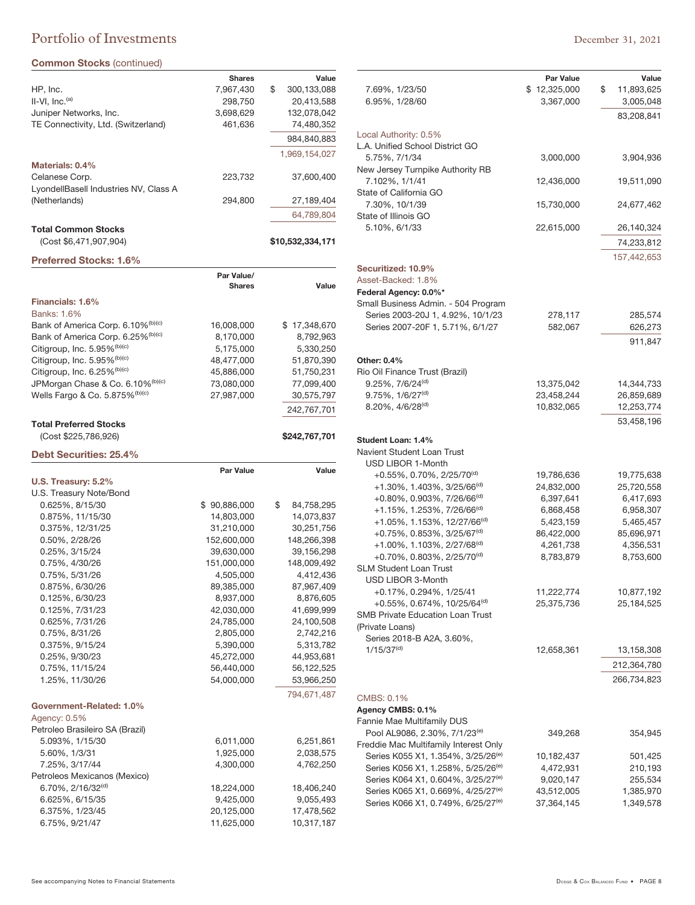## Portfolio of Investments

December 31, 2021

### Common Stocks (continued)

| | Shares | Value |
|---|---|---|
| HP, Inc. | 7,967,430 | $ 300,133,088 |
| II-VI, Inc.[(a)] | 298,750 | 20,413,588 |
| Juniper Networks, Inc. | 3,698,629 | 132,078,042 |
| TE Connectivity, Ltd. (Switzerland) | 461,636 | 74,480,352 |
| | | 984,840,883 |
| | | 1,969,154,027 |
| **Materials: 0.4%** | | |
| Celanese Corp. | 223,732 | 37,600,400 |
| LyondellBasell Industries NV, Class A (Netherlands) | 294,800 | 27,189,404 |
| | | 64,789,804 |
| **Total Common Stocks** (Cost $6,471,907,904) | | **$10,532,334,171** |

### Preferred Stocks: 1.6%

| | Par Value/ Shares | Value |
|---|---|---|
| **Financials: 1.6%** | | |
| Banks: 1.6% | | |
| Bank of America Corp. 6.10%[(b)(c)] | 16,008,000 | $ 17,348,670 |
| Bank of America Corp. 6.25%[(b)(c)] | 8,170,000 | 8,792,963 |
| Citigroup, Inc. 5.95%[(b)(c)] | 5,175,000 | 5,330,250 |
| Citigroup, Inc. 5.95%[(b)(c)] | 48,477,000 | 51,870,390 |
| Citigroup, Inc. 6.25%[(b)(c)] | 45,886,000 | 51,750,231 |
| JPMorgan Chase & Co. 6.10%[(b)(c)] | 73,080,000 | 77,099,400 |
| Wells Fargo & Co. 5.875%[(b)(c)] | 27,987,000 | 30,575,797 |
| | | 242,767,701 |
| **Total Preferred Stocks** (Cost $225,786,926) | | **$242,767,701** |

### Debt Securities: 25.4%

| | Par Value | Value |
|---|---|---|
| **U.S. Treasury: 5.2%** | | |
| U.S. Treasury Note/Bond | | |
| 0.625%, 8/15/30 | $ 90,886,000 | $ 84,758,295 |
| 0.875%, 11/15/30 | 14,803,000 | 14,073,837 |
| 0.375%, 12/31/25 | 31,210,000 | 30,251,756 |
| 0.50%, 2/28/26 | 152,600,000 | 148,266,398 |
| 0.25%, 3/15/24 | 39,630,000 | 39,156,298 |
| 0.75%, 4/30/26 | 151,000,000 | 148,009,492 |
| 0.75%, 5/31/26 | 4,505,000 | 4,412,436 |
| 0.875%, 6/30/26 | 89,385,000 | 87,967,409 |
| 0.125%, 6/30/23 | 8,937,000 | 8,876,605 |
| 0.125%, 7/31/23 | 42,030,000 | 41,699,999 |
| 0.625%, 7/31/26 | 24,785,000 | 24,100,508 |
| 0.75%, 8/31/26 | 2,805,000 | 2,742,216 |
| 0.375%, 9/15/24 | 5,390,000 | 5,313,782 |
| 0.25%, 9/30/23 | 45,272,000 | 44,953,681 |
| 0.75%, 11/15/24 | 56,440,000 | 56,122,525 |
| 1.25%, 11/30/26 | 54,000,000 | 53,966,250 |
| | | 794,671,487 |
| **Government-Related: 1.0%** | | |
| Agency: 0.5% | | |
| Petroleo Brasileiro SA (Brazil) | | |
| 5.093%, 1/15/30 | 6,011,000 | 6,251,861 |
| 5.60%, 1/3/31 | 1,925,000 | 2,038,575 |
| 7.25%, 3/17/44 | 4,300,000 | 4,762,250 |
| Petroleos Mexicanos (Mexico) | | |
| 6.70%, 2/16/32[(d)] | 18,224,000 | 18,406,240 |
| 6.625%, 6/15/35 | 9,425,000 | 9,055,493 |
| 6.375%, 1/23/45 | 20,125,000 | 17,478,562 |
| 6.75%, 9/21/47 | 11,625,000 | 10,317,187 |
| 7.69%, 1/23/50 | $ 12,325,000 | $ 11,893,625 |
| 6.95%, 1/28/60 | 3,367,000 | 3,005,048 |
| | | 83,208,841 |
| Local Authority: 0.5% | | |
| L.A. Unified School District GO 5.75%, 7/1/34 | 3,000,000 | 3,904,936 |
| New Jersey Turnpike Authority RB 7.102%, 1/1/41 | 12,436,000 | 19,511,090 |
| State of California GO 7.30%, 10/1/39 | 15,730,000 | 24,677,462 |
| State of Illinois GO 5.10%, 6/1/33 | 22,615,000 | 26,140,324 |
| | | 74,233,812 |
| | | 157,442,653 |
| **Securitized: 10.9%** | | |
| Asset-Backed: 1.8% | | |
| **Federal Agency: 0.0%*** | | |
| Small Business Admin. - 504 Program | | |
| Series 2003-20J 1, 4.92%, 10/1/23 | 278,117 | 285,574 |
| Series 2007-20F 1, 5.71%, 6/1/27 | 582,067 | 626,273 |
| | | 911,847 |
| **Other: 0.4%** | | |
| Rio Oil Finance Trust (Brazil) | | |
| 9.25%, 7/6/24[(d)] | 13,375,042 | 14,344,733 |
| 9.75%, 1/6/27[(d)] | 23,458,244 | 26,859,689 |
| 8.20%, 4/6/28[(d)] | 10,832,065 | 12,253,774 |
| | | 53,458,196 |
| **Student Loan: 1.4%** | | |
| Navient Student Loan Trust | | |
| USD LIBOR 1-Month | | |
| +0.55%, 0.70%, 2/25/70[(d)] | 19,786,636 | 19,775,638 |
| +1.30%, 1.403%, 3/25/66[(d)] | 24,832,000 | 25,720,558 |
| +0.80%, 0.903%, 7/26/66[(d)] | 6,397,641 | 6,417,693 |
| +1.15%, 1.253%, 7/26/66[(d)] | 6,868,458 | 6,958,307 |
| +1.05%, 1.153%, 12/27/66[(d)] | 5,423,159 | 5,465,457 |
| +0.75%, 0.853%, 3/25/67[(d)] | 86,422,000 | 85,696,971 |
| +1.00%, 1.103%, 2/27/68[(d)] | 4,261,738 | 4,356,531 |
| +0.70%, 0.803%, 2/25/70[(d)] | 8,783,879 | 8,753,600 |
| SLM Student Loan Trust | | |
| USD LIBOR 3-Month | | |
| +0.17%, 0.294%, 1/25/41 | 11,222,774 | 10,877,192 |
| +0.55%, 0.674%, 10/25/64[(d)] | 25,375,736 | 25,184,525 |
| SMB Private Education Loan Trust (Private Loans) | | |
| Series 2018-B A2A, 3.60%, 1/15/37[(d)] | 12,658,361 | 13,158,308 |
| | | 212,364,780 |
| | | 266,734,823 |
| CMBS: 0.1% | | |
| **Agency CMBS: 0.1%** | | |
| Fannie Mae Multifamily DUS | | |
| Pool AL9086, 2.30%, 7/1/23[(e)] | 349,268 | 354,945 |
| Freddie Mac Multifamily Interest Only | | |
| Series K055 X1, 1.354%, 3/25/26[(e)] | 10,182,437 | 501,425 |
| Series K056 X1, 1.258%, 5/25/26[(e)] | 4,472,931 | 210,193 |
| Series K064 X1, 0.604%, 3/25/27[(e)] | 9,020,147 | 255,534 |
| Series K065 X1, 0.669%, 4/25/27[(e)] | 43,512,005 | 1,385,970 |
| Series K066 X1, 0.749%, 6/25/27[(e)] | 37,364,145 | 1,349,578 |

See accompanying Notes to Financial Statements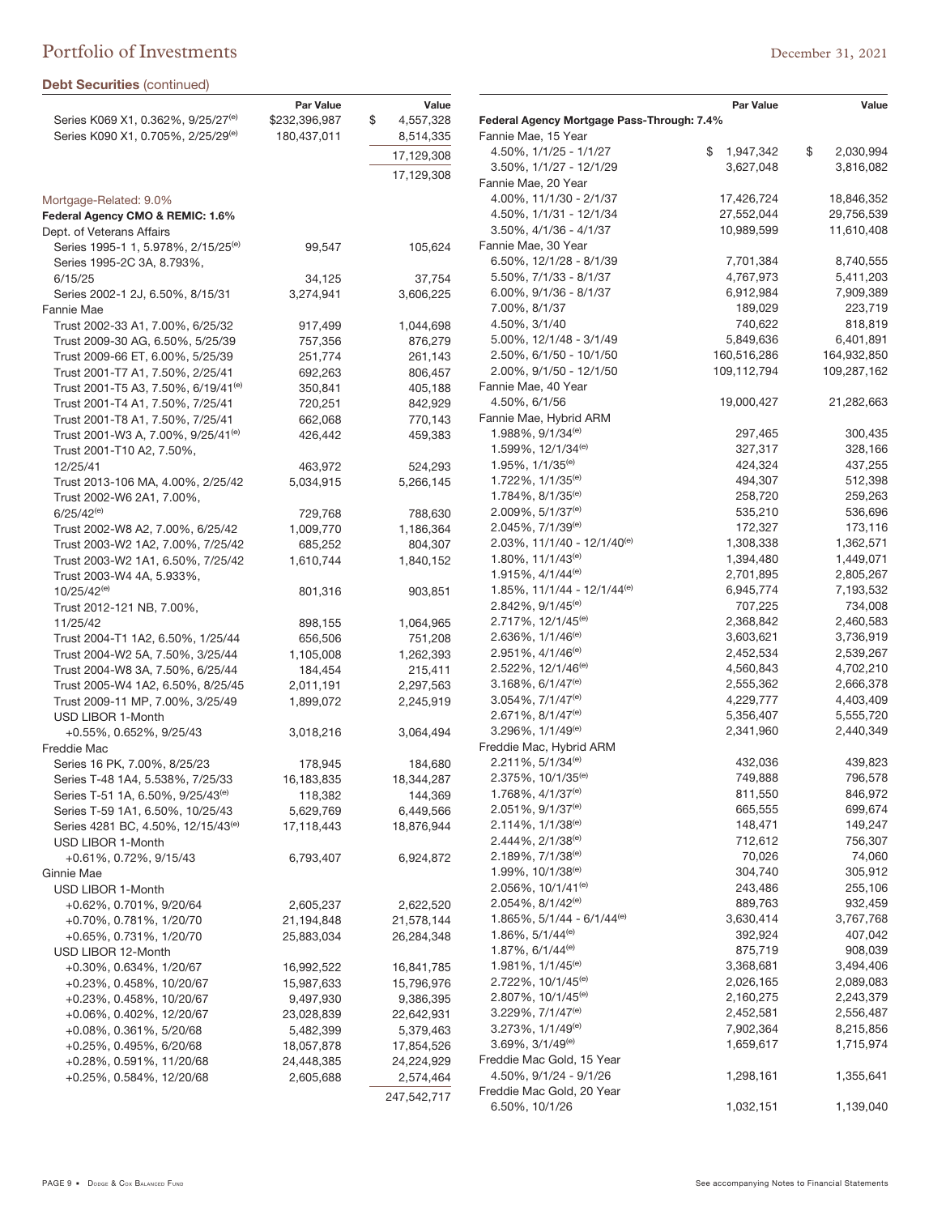## Portfolio of Investments

**Debt Securities** (continued)

| | Par Value | Value |
|---|---|---|
| Series K069 X1, 0.362%, 9/25/27[e] | $232,396,987 | $ 4,557,328 |
| Series K090 X1, 0.705%, 2/25/29[e] | 180,437,011 | 8,514,335 |
| | | 17,129,308 |
| | | 17,129,308 |
| **Mortgage-Related: 9.0%** | | |
| **Federal Agency CMO & REMIC: 1.6%** | | |
| Dept. of Veterans Affairs | | |
| Series 1995-1 1, 5.978%, 2/15/25[e] | 99,547 | 105,624 |
| Series 1995-2C 3A, 8.793%, 6/15/25 | 34,125 | 37,754 |
| Series 2002-1 2J, 6.50%, 8/15/31 | 3,274,941 | 3,606,225 |
| Fannie Mae | | |
| Trust 2002-33 A1, 7.00%, 6/25/32 | 917,499 | 1,044,698 |
| Trust 2009-30 AG, 6.50%, 5/25/39 | 757,356 | 876,279 |
| Trust 2009-66 ET, 6.00%, 5/25/39 | 251,774 | 261,143 |
| Trust 2001-T7 A1, 7.50%, 2/25/41 | 692,263 | 806,457 |
| Trust 2001-T5 A3, 7.50%, 6/19/41[e] | 350,841 | 405,188 |
| Trust 2001-T4 A1, 7.50%, 7/25/41 | 720,251 | 842,929 |
| Trust 2001-T8 A1, 7.50%, 7/25/41 | 662,068 | 770,143 |
| Trust 2001-W3 A, 7.00%, 9/25/41[e] | 426,442 | 459,383 |
| Trust 2001-T10 A2, 7.50%, 12/25/41 | 463,972 | 524,293 |
| Trust 2013-106 MA, 4.00%, 2/25/42 | 5,034,915 | 5,266,145 |
| Trust 2002-W6 2A1, 7.00%, 6/25/42[e] | 729,768 | 788,630 |
| Trust 2002-W8 A2, 7.00%, 6/25/42 | 1,009,770 | 1,186,364 |
| Trust 2003-W2 1A2, 7.00%, 7/25/42 | 685,252 | 804,307 |
| Trust 2003-W2 1A1, 6.50%, 7/25/42 | 1,610,744 | 1,840,152 |
| Trust 2003-W4 4A, 5.933%, 10/25/42[e] | 801,316 | 903,851 |
| Trust 2012-121 NB, 7.00%, 11/25/42 | 898,155 | 1,064,965 |
| Trust 2004-T1 1A2, 6.50%, 1/25/44 | 656,506 | 751,208 |
| Trust 2004-W2 5A, 7.50%, 3/25/44 | 1,105,008 | 1,262,393 |
| Trust 2004-W8 3A, 7.50%, 6/25/44 | 184,454 | 215,411 |
| Trust 2005-W4 1A2, 6.50%, 8/25/45 | 2,011,191 | 2,297,563 |
| Trust 2009-11 MP, 7.00%, 3/25/49 | 1,899,072 | 2,245,919 |
| USD LIBOR 1-Month +0.55%, 0.652%, 9/25/43 | 3,018,216 | 3,064,494 |
| Freddie Mac | | |
| Series 16 PK, 7.00%, 8/25/23 | 178,945 | 184,680 |
| Series T-48 1A4, 5.538%, 7/25/33 | 16,183,835 | 18,344,287 |
| Series T-51 1A, 6.50%, 9/25/43[e] | 118,382 | 144,369 |
| Series T-59 1A1, 6.50%, 10/25/43 | 5,629,769 | 6,449,566 |
| Series 4281 BC, 4.50%, 12/15/43[e] | 17,118,443 | 18,876,944 |
| USD LIBOR 1-Month +0.61%, 0.72%, 9/15/43 | 6,793,407 | 6,924,872 |
| Ginnie Mae | | |
| USD LIBOR 1-Month | | |
| +0.62%, 0.701%, 9/20/64 | 2,605,237 | 2,622,520 |
| +0.70%, 0.781%, 1/20/70 | 21,194,848 | 21,578,144 |
| +0.65%, 0.731%, 1/20/70 | 25,883,034 | 26,284,348 |
| USD LIBOR 12-Month | | |
| +0.30%, 0.634%, 1/20/67 | 16,992,522 | 16,841,785 |
| +0.23%, 0.458%, 10/20/67 | 15,987,633 | 15,796,976 |
| +0.23%, 0.458%, 10/20/67 | 9,497,930 | 9,386,395 |
| +0.06%, 0.402%, 12/20/67 | 23,028,839 | 22,642,931 |
| +0.08%, 0.361%, 5/20/68 | 5,482,399 | 5,379,463 |
| +0.25%, 0.495%, 6/20/68 | 18,057,878 | 17,854,526 |
| +0.28%, 0.591%, 11/20/68 | 24,448,385 | 24,224,929 |
| +0.25%, 0.584%, 12/20/68 | 2,605,688 | 2,574,464 |
| | | 247,542,717 |

| | Par Value | Value |
|---|---|---|
| **Federal Agency Mortgage Pass-Through: 7.4%** | | |
| Fannie Mae, 15 Year | | |
| 4.50%, 1/1/25 - 1/1/27 | $ 1,947,342 | $ 2,030,994 |
| 3.50%, 1/1/27 - 12/1/29 | 3,627,048 | 3,816,082 |
| Fannie Mae, 20 Year | | |
| 4.00%, 11/1/30 - 2/1/37 | 17,426,724 | 18,846,352 |
| 4.50%, 1/1/31 - 12/1/34 | 27,552,044 | 29,756,539 |
| 3.50%, 4/1/36 - 4/1/37 | 10,989,599 | 11,610,408 |
| Fannie Mae, 30 Year | | |
| 6.50%, 12/1/28 - 8/1/39 | 7,701,384 | 8,740,555 |
| 5.50%, 7/1/33 - 8/1/37 | 4,767,973 | 5,411,203 |
| 6.00%, 9/1/36 - 8/1/37 | 6,912,984 | 7,909,389 |
| 7.00%, 8/1/37 | 189,029 | 223,719 |
| 4.50%, 3/1/40 | 740,622 | 818,819 |
| 5.00%, 12/1/48 - 3/1/49 | 5,849,636 | 6,401,891 |
| 2.50%, 6/1/50 - 10/1/50 | 160,516,286 | 164,932,850 |
| 2.00%, 9/1/50 - 12/1/50 | 109,112,794 | 109,287,162 |
| Fannie Mae, 40 Year | | |
| 4.50%, 6/1/56 | 19,000,427 | 21,282,663 |
| Fannie Mae, Hybrid ARM | | |
| 1.988%, 9/1/34[e] | 297,465 | 300,435 |
| 1.599%, 12/1/34[e] | 327,317 | 328,166 |
| 1.95%, 1/1/35[e] | 424,324 | 437,255 |
| 1.722%, 1/1/35[e] | 494,307 | 512,398 |
| 1.784%, 8/1/35[e] | 258,720 | 259,263 |
| 2.009%, 5/1/37[e] | 535,210 | 536,696 |
| 2.045%, 7/1/39[e] | 172,327 | 173,116 |
| 2.03%, 11/1/40 - 12/1/40[e] | 1,308,338 | 1,362,571 |
| 1.80%, 11/1/43[e] | 1,394,480 | 1,449,071 |
| 1.915%, 4/1/44[e] | 2,701,895 | 2,805,267 |
| 1.85%, 11/1/44 - 12/1/44[e] | 6,945,774 | 7,193,532 |
| 2.842%, 9/1/45[e] | 707,225 | 734,008 |
| 2.717%, 12/1/45[e] | 2,368,842 | 2,460,583 |
| 2.636%, 1/1/46[e] | 3,603,621 | 3,736,919 |
| 2.951%, 4/1/46[e] | 2,452,534 | 2,539,267 |
| 2.522%, 12/1/46[e] | 4,560,843 | 4,702,210 |
| 3.168%, 6/1/47[e] | 2,555,362 | 2,666,378 |
| 3.054%, 7/1/47[e] | 4,229,777 | 4,403,409 |
| 2.671%, 8/1/47[e] | 5,356,407 | 5,555,720 |
| 3.296%, 1/1/49[e] | 2,341,960 | 2,440,349 |
| Freddie Mac, Hybrid ARM | | |
| 2.211%, 5/1/34[e] | 432,036 | 439,823 |
| 2.375%, 10/1/35[e] | 749,888 | 796,578 |
| 1.768%, 4/1/37[e] | 811,550 | 846,972 |
| 2.051%, 9/1/37[e] | 665,555 | 699,674 |
| 2.114%, 1/1/38[e] | 148,471 | 149,247 |
| 2.444%, 2/1/38[e] | 712,612 | 756,307 |
| 2.189%, 7/1/38[e] | 70,026 | 74,060 |
| 1.99%, 10/1/38[e] | 304,740 | 305,912 |
| 2.056%, 10/1/41[e] | 243,486 | 255,106 |
| 2.054%, 8/1/42[e] | 889,763 | 932,459 |
| 1.865%, 5/1/44 - 6/1/44[e] | 3,630,414 | 3,767,768 |
| 1.86%, 5/1/44[e] | 392,924 | 407,042 |
| 1.87%, 6/1/44[e] | 875,719 | 908,039 |
| 1.981%, 1/1/45[e] | 3,368,681 | 3,494,406 |
| 2.722%, 10/1/45[e] | 2,026,165 | 2,089,083 |
| 2.807%, 10/1/45[e] | 2,160,275 | 2,243,379 |
| 3.229%, 7/1/47[e] | 2,452,581 | 2,556,487 |
| 3.273%, 1/1/49[e] | 7,902,364 | 8,215,856 |
| 3.69%, 3/1/49[e] | 1,659,617 | 1,715,974 |
| Freddie Mac Gold, 15 Year | | |
| 4.50%, 9/1/24 - 9/1/26 | 1,298,161 | 1,355,641 |
| Freddie Mac Gold, 20 Year | | |
| 6.50%, 10/1/26 | 1,032,151 | 1,139,040 |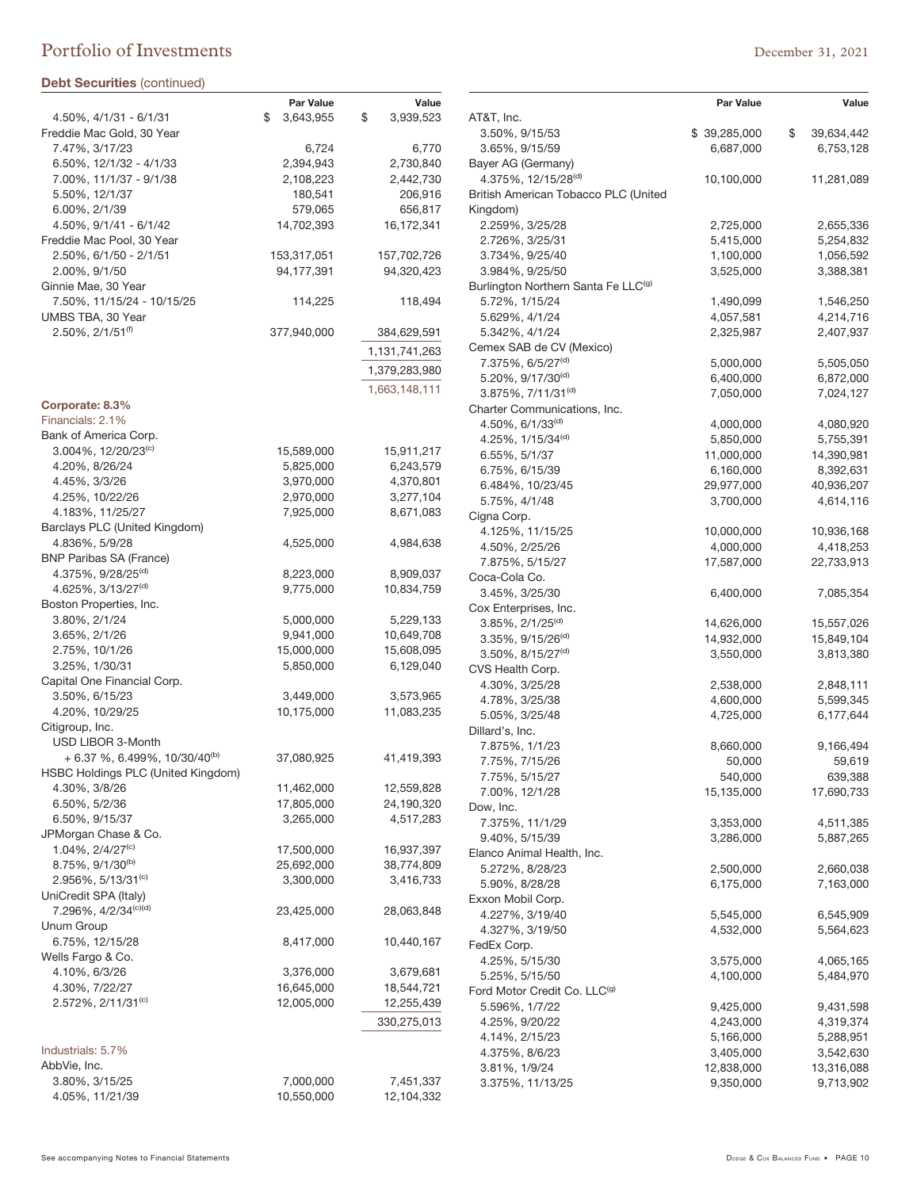## Portfolio of Investments

December 31, 2021

### Debt Securities (continued)

| | Par Value | Value |
|---|---|---|
| 4.50%, 4/1/31 - 6/1/31 | $ 3,643,955 | $ 3,939,523 |
| Freddie Mac Gold, 30 Year | | |
| 7.47%, 3/17/23 | 6,724 | 6,770 |
| 6.50%, 12/1/32 - 4/1/33 | 2,394,943 | 2,730,840 |
| 7.00%, 11/1/37 - 9/1/38 | 2,108,223 | 2,442,730 |
| 5.50%, 12/1/37 | 180,541 | 206,916 |
| 6.00%, 2/1/39 | 579,065 | 656,817 |
| 4.50%, 9/1/41 - 6/1/42 | 14,702,393 | 16,172,341 |
| Freddie Mac Pool, 30 Year | | |
| 2.50%, 6/1/50 - 2/1/51 | 153,317,051 | 157,702,726 |
| 2.00%, 9/1/50 | 94,177,391 | 94,320,423 |
| Ginnie Mae, 30 Year | | |
| 7.50%, 11/15/24 - 10/15/25 | 114,225 | 118,494 |
| UMBS TBA, 30 Year | | |
| 2.50%, 2/1/51[f] | 377,940,000 | 384,629,591 |
| | | 1,131,741,263 |
| | | 1,379,283,980 |
| | | 1,663,148,111 |
| **Corporate: 8.3%** | | |
| Financials: 2.1% | | |
| Bank of America Corp. | | |
| 3.004%, 12/20/23[c] | 15,589,000 | 15,911,217 |
| 4.20%, 8/26/24 | 5,825,000 | 6,243,579 |
| 4.45%, 3/3/26 | 3,970,000 | 4,370,801 |
| 4.25%, 10/22/26 | 2,970,000 | 3,277,104 |
| 4.183%, 11/25/27 | 7,925,000 | 8,671,083 |
| Barclays PLC (United Kingdom) | | |
| 4.836%, 5/9/28 | 4,525,000 | 4,984,638 |
| BNP Paribas SA (France) | | |
| 4.375%, 9/28/25[d] | 8,223,000 | 8,909,037 |
| 4.625%, 3/13/27[d] | 9,775,000 | 10,834,759 |
| Boston Properties, Inc. | | |
| 3.80%, 2/1/24 | 5,000,000 | 5,229,133 |
| 3.65%, 2/1/26 | 9,941,000 | 10,649,708 |
| 2.75%, 10/1/26 | 15,000,000 | 15,608,095 |
| 3.25%, 1/30/31 | 5,850,000 | 6,129,040 |
| Capital One Financial Corp. | | |
| 3.50%, 6/15/23 | 3,449,000 | 3,573,965 |
| 4.20%, 10/29/25 | 10,175,000 | 11,083,235 |
| Citigroup, Inc. | | |
| USD LIBOR 3-Month + 6.37 %, 6.499%, 10/30/40[b] | 37,080,925 | 41,419,393 |
| HSBC Holdings PLC (United Kingdom) | | |
| 4.30%, 3/8/26 | 11,462,000 | 12,559,828 |
| 6.50%, 5/2/36 | 17,805,000 | 24,190,320 |
| 6.50%, 9/15/37 | 3,265,000 | 4,517,283 |
| JPMorgan Chase & Co. | | |
| 1.04%, 2/4/27[c] | 17,500,000 | 16,937,397 |
| 8.75%, 9/1/30[b] | 25,692,000 | 38,774,809 |
| 2.956%, 5/13/31[c] | 3,300,000 | 3,416,733 |
| UniCredit SPA (Italy) | | |
| 7.296%, 4/2/34[c][d] | 23,425,000 | 28,063,848 |
| Unum Group | | |
| 6.75%, 12/15/28 | 8,417,000 | 10,440,167 |
| Wells Fargo & Co. | | |
| 4.10%, 6/3/26 | 3,376,000 | 3,679,681 |
| 4.30%, 7/22/27 | 16,645,000 | 18,544,721 |
| 2.572%, 2/11/31[c] | 12,005,000 | 12,255,439 |
| | | 330,275,013 |
| Industrials: 5.7% | | |
| AbbVie, Inc. | | |
| 3.80%, 3/15/25 | 7,000,000 | 7,451,337 |
| 4.05%, 11/21/39 | 10,550,000 | 12,104,332 |

| | Par Value | Value |
|---|---|---|
| AT&T, Inc. | | |
| 3.50%, 9/15/53 | $ 39,285,000 | $ 39,634,442 |
| 3.65%, 9/15/59 | 6,687,000 | 6,753,128 |
| Bayer AG (Germany) | | |
| 4.375%, 12/15/28[d] | 10,100,000 | 11,281,089 |
| British American Tobacco PLC (United Kingdom) | | |
| 2.259%, 3/25/28 | 2,725,000 | 2,655,336 |
| 2.726%, 3/25/31 | 5,415,000 | 5,254,832 |
| 3.734%, 9/25/40 | 1,100,000 | 1,056,592 |
| 3.984%, 9/25/50 | 3,525,000 | 3,388,381 |
| Burlington Northern Santa Fe LLC[g] | | |
| 5.72%, 1/15/24 | 1,490,099 | 1,546,250 |
| 5.629%, 4/1/24 | 4,057,581 | 4,214,716 |
| 5.342%, 4/1/24 | 2,325,987 | 2,407,937 |
| Cemex SAB de CV (Mexico) | | |
| 7.375%, 6/5/27[d] | 5,000,000 | 5,505,050 |
| 5.20%, 9/17/30[d] | 6,400,000 | 6,872,000 |
| 3.875%, 7/11/31[d] | 7,050,000 | 7,024,127 |
| Charter Communications, Inc. | | |
| 4.50%, 6/1/33[d] | 4,000,000 | 4,080,920 |
| 4.25%, 1/15/34[d] | 5,850,000 | 5,755,391 |
| 6.55%, 5/1/37 | 11,000,000 | 14,390,981 |
| 6.75%, 6/15/39 | 6,160,000 | 8,392,631 |
| 6.484%, 10/23/45 | 29,977,000 | 40,936,207 |
| 5.75%, 4/1/48 | 3,700,000 | 4,614,116 |
| Cigna Corp. | | |
| 4.125%, 11/15/25 | 10,000,000 | 10,936,168 |
| 4.50%, 2/25/26 | 4,000,000 | 4,418,253 |
| 7.875%, 5/15/27 | 17,587,000 | 22,733,913 |
| Coca-Cola Co. | | |
| 3.45%, 3/25/30 | 6,400,000 | 7,085,354 |
| Cox Enterprises, Inc. | | |
| 3.85%, 2/1/25[d] | 14,626,000 | 15,557,026 |
| 3.35%, 9/15/26[d] | 14,932,000 | 15,849,104 |
| 3.50%, 8/15/27[d] | 3,550,000 | 3,813,380 |
| CVS Health Corp. | | |
| 4.30%, 3/25/28 | 2,538,000 | 2,848,111 |
| 4.78%, 3/25/38 | 4,600,000 | 5,599,345 |
| 5.05%, 3/25/48 | 4,725,000 | 6,177,644 |
| Dillard's, Inc. | | |
| 7.875%, 1/1/23 | 8,660,000 | 9,166,494 |
| 7.75%, 7/15/26 | 50,000 | 59,619 |
| 7.75%, 5/15/27 | 540,000 | 639,388 |
| 7.00%, 12/1/28 | 15,135,000 | 17,690,733 |
| Dow, Inc. | | |
| 7.375%, 11/1/29 | 3,353,000 | 4,511,385 |
| 9.40%, 5/15/39 | 3,286,000 | 5,887,265 |
| Elanco Animal Health, Inc. | | |
| 5.272%, 8/28/23 | 2,500,000 | 2,660,038 |
| 5.90%, 8/28/28 | 6,175,000 | 7,163,000 |
| Exxon Mobil Corp. | | |
| 4.227%, 3/19/40 | 5,545,000 | 6,545,909 |
| 4.327%, 3/19/50 | 4,532,000 | 5,564,623 |
| FedEx Corp. | | |
| 4.25%, 5/15/30 | 3,575,000 | 4,065,165 |
| 5.25%, 5/15/50 | 4,100,000 | 5,484,970 |
| Ford Motor Credit Co. LLC[g] | | |
| 5.596%, 1/7/22 | 9,425,000 | 9,431,598 |
| 4.25%, 9/20/22 | 4,243,000 | 4,319,374 |
| 4.14%, 2/15/23 | 5,166,000 | 5,288,951 |
| 4.375%, 8/6/23 | 3,405,000 | 3,542,630 |
| 3.81%, 1/9/24 | 12,838,000 | 13,316,088 |
| 3.375%, 11/13/25 | 9,350,000 | 9,713,902 |

See accompanying Notes to Financial Statements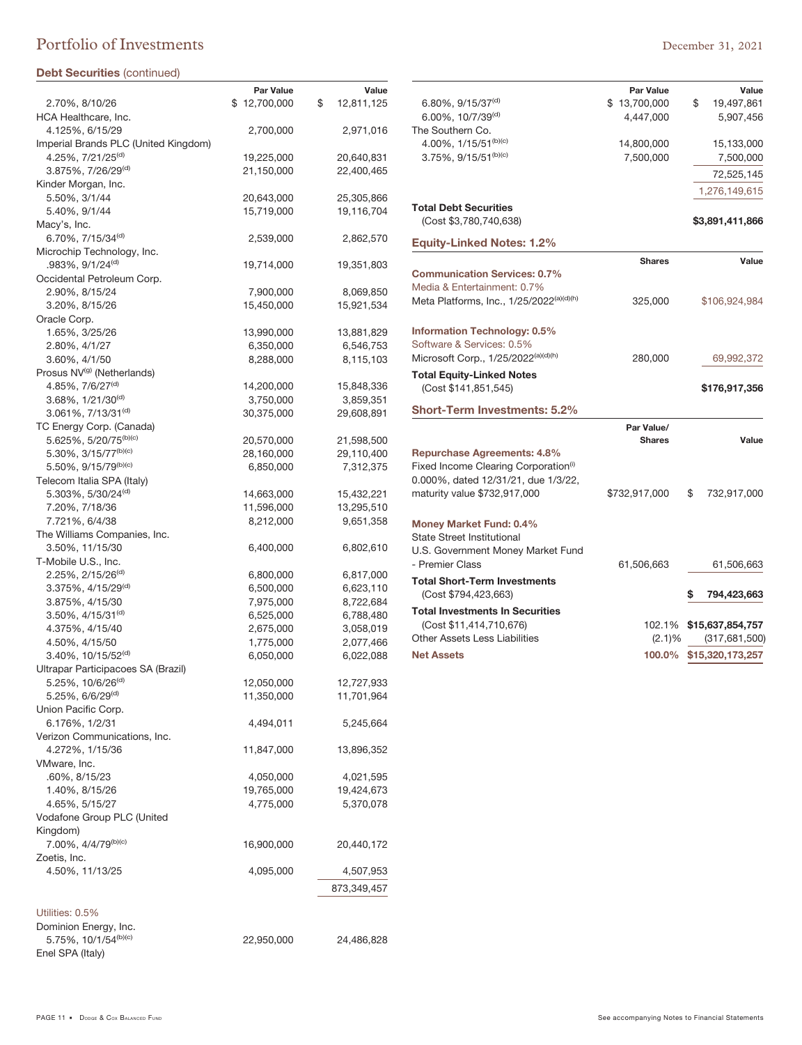## Portfolio of Investments

December 31, 2021

### Debt Securities (continued)

| | Par Value | Value |
|---|---|---|
| 2.70%, 8/10/26 | $ 12,700,000 | $ 12,811,125 |
| HCA Healthcare, Inc. | | |
| 4.125%, 6/15/29 | 2,700,000 | 2,971,016 |
| Imperial Brands PLC (United Kingdom) | | |
| 4.25%, 7/21/25[(d)] | 19,225,000 | 20,640,831 |
| 3.875%, 7/26/29[(d)] | 21,150,000 | 22,400,465 |
| Kinder Morgan, Inc. | | |
| 5.50%, 3/1/44 | 20,643,000 | 25,305,866 |
| 5.40%, 9/1/44 | 15,719,000 | 19,116,704 |
| Macy's, Inc. | | |
| 6.70%, 7/15/34[(d)] | 2,539,000 | 2,862,570 |
| Microchip Technology, Inc. | | |
| .983%, 9/1/24[(d)] | 19,714,000 | 19,351,803 |
| Occidental Petroleum Corp. | | |
| 2.90%, 8/15/24 | 7,900,000 | 8,069,850 |
| 3.20%, 8/15/26 | 15,450,000 | 15,921,534 |
| Oracle Corp. | | |
| 1.65%, 3/25/26 | 13,990,000 | 13,881,829 |
| 2.80%, 4/1/27 | 6,350,000 | 6,546,753 |
| 3.60%, 4/1/50 | 8,288,000 | 8,115,103 |
| Prosus NV[(g)] (Netherlands) | | |
| 4.85%, 7/6/27[(d)] | 14,200,000 | 15,848,336 |
| 3.68%, 1/21/30[(d)] | 3,750,000 | 3,859,351 |
| 3.061%, 7/13/31[(d)] | 30,375,000 | 29,608,891 |
| TC Energy Corp. (Canada) | | |
| 5.625%, 5/20/75[(b)(c)] | 20,570,000 | 21,598,500 |
| 5.30%, 3/15/77[(b)(c)] | 28,160,000 | 29,110,400 |
| 5.50%, 9/15/79[(b)(c)] | 6,850,000 | 7,312,375 |
| Telecom Italia SPA (Italy) | | |
| 5.303%, 5/30/24[(d)] | 14,663,000 | 15,432,221 |
| 7.20%, 7/18/36 | 11,596,000 | 13,295,510 |
| 7.721%, 6/4/38 | 8,212,000 | 9,651,358 |
| The Williams Companies, Inc. | | |
| 3.50%, 11/15/30 | 6,400,000 | 6,802,610 |
| T-Mobile U.S., Inc. | | |
| 2.25%, 2/15/26[(d)] | 6,800,000 | 6,817,000 |
| 3.375%, 4/15/29[(d)] | 6,500,000 | 6,623,110 |
| 3.875%, 4/15/30 | 7,975,000 | 8,722,684 |
| 3.50%, 4/15/31[(d)] | 6,525,000 | 6,788,480 |
| 4.375%, 4/15/40 | 2,675,000 | 3,058,019 |
| 4.50%, 4/15/50 | 1,775,000 | 2,077,466 |
| 3.40%, 10/15/52[(d)] | 6,050,000 | 6,022,088 |
| Ultrapar Participacoes SA (Brazil) | | |
| 5.25%, 10/6/26[(d)] | 12,050,000 | 12,727,933 |
| 5.25%, 6/6/29[(d)] | 11,350,000 | 11,701,964 |
| Union Pacific Corp. | | |
| 6.176%, 1/2/31 | 4,494,011 | 5,245,664 |
| Verizon Communications, Inc. | | |
| 4.272%, 1/15/36 | 11,847,000 | 13,896,352 |
| VMware, Inc. | | |
| .60%, 8/15/23 | 4,050,000 | 4,021,595 |
| 1.40%, 8/15/26 | 19,765,000 | 19,424,673 |
| 4.65%, 5/15/27 | 4,775,000 | 5,370,078 |
| Vodafone Group PLC (United Kingdom) | | |
| 7.00%, 4/4/79[(b)(c)] | 16,900,000 | 20,440,172 |
| Zoetis, Inc. | | |
| 4.50%, 11/13/25 | 4,095,000 | 4,507,953 |
| | | 873,349,457 |
| **Utilities: 0.5%** | | |
| Dominion Energy, Inc. | | |
| 5.75%, 10/1/54[(b)(c)] | 22,950,000 | 24,486,828 |
| Enel SPA (Italy) | | |
| 6.80%, 9/15/37[(d)] | $ 13,700,000 | $ 19,497,861 |
| 6.00%, 10/7/39[(d)] | 4,447,000 | 5,907,456 |
| The Southern Co. | | |
| 4.00%, 1/15/51[(b)(c)] | 14,800,000 | 15,133,000 |
| 3.75%, 9/15/51[(b)(c)] | 7,500,000 | 7,500,000 |
| | | 72,525,145 |
| | | 1,276,149,615 |
| **Total Debt Securities** (Cost $3,780,740,638) | | **$3,891,411,866** |

### Equity-Linked Notes: 1.2%

| | Shares | Value |
|---|---|---|
| **Communication Services: 0.7%** | | |
| Media & Entertainment: 0.7% | | |
| Meta Platforms, Inc., 1/25/2022[(a)(d)(h)] | 325,000 | $106,924,984 |
| **Information Technology: 0.5%** | | |
| Software & Services: 0.5% | | |
| Microsoft Corp., 1/25/2022[(a)(d)(h)] | 280,000 | 69,992,372 |
| **Total Equity-Linked Notes** (Cost $141,851,545) | | **$176,917,356** |

### Short-Term Investments: 5.2%

| | Par Value/ Shares | Value |
|---|---|---|
| **Repurchase Agreements: 4.8%** | | |
| Fixed Income Clearing Corporation[(i)] 0.000%, dated 12/31/21, due 1/3/22, maturity value $732,917,000 | $732,917,000 | $ 732,917,000 |
| **Money Market Fund: 0.4%** | | |
| State Street Institutional U.S. Government Money Market Fund - Premier Class | 61,506,663 | 61,506,663 |
| **Total Short-Term Investments** (Cost $794,423,663) | | **$ 794,423,663** |
| **Total Investments In Securities** (Cost $11,414,710,676) | 102.1% | **$15,637,854,757** |
| Other Assets Less Liabilities | (2.1)% | (317,681,500) |
| **Net Assets** | **100.0%** | **$15,320,173,257** |

See accompanying Notes to Financial Statements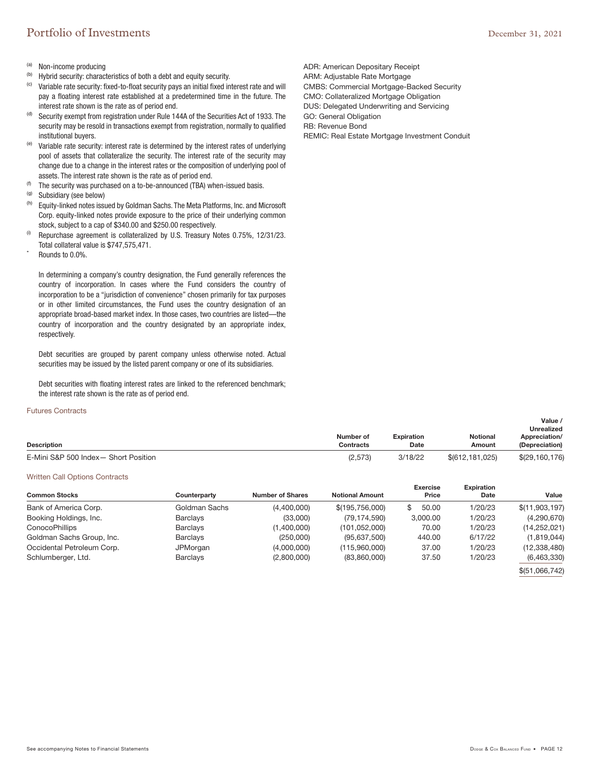(a) Non-income producing

(b) Hybrid security: characteristics of both a debt and equity security.

(c) Variable rate security: fixed-to-float security pays an initial fixed interest rate and will pay a floating interest rate established at a predetermined time in the future. The interest rate shown is the rate as of period end.

(d) Security exempt from registration under Rule 144A of the Securities Act of 1933. The security may be resold in transactions exempt from registration, normally to qualified institutional buyers.

(e) Variable rate security: interest rate is determined by the interest rates of underlying pool of assets that collateralize the security. The interest rate of the security may change due to a change in the interest rates or the composition of underlying pool of assets. The interest rate shown is the rate as of period end.

(f) The security was purchased on a to-be-announced (TBA) when-issued basis.

(g) Subsidiary (see below)

(h) Equity-linked notes issued by Goldman Sachs. The Meta Platforms, Inc. and Microsoft Corp. equity-linked notes provide exposure to the price of their underlying common stock, subject to a cap of $340.00 and $250.00 respectively.

(i) Repurchase agreement is collateralized by U.S. Treasury Notes 0.75%, 12/31/23. Total collateral value is $747,575,471.

* Rounds to 0.0%.

In determining a company's country designation, the Fund generally references the country of incorporation. In cases where the Fund considers the country of incorporation to be a "jurisdiction of convenience" chosen primarily for tax purposes or in other limited circumstances, the Fund uses the country designation of an appropriate broad-based market index. In those cases, two countries are listed—the country of incorporation and the country designated by an appropriate index, respectively.

Debt securities are grouped by parent company unless otherwise noted. Actual securities may be issued by the listed parent company or one of its subsidiaries.

Debt securities with floating interest rates are linked to the referenced benchmark; the interest rate shown is the rate as of period end.

ADR: American Depositary Receipt
ARM: Adjustable Rate Mortgage
CMBS: Commercial Mortgage-Backed Security
CMO: Collateralized Mortgage Obligation
DUS: Delegated Underwriting and Servicing
GO: General Obligation
RB: Revenue Bond
REMIC: Real Estate Mortgage Investment Conduit

## Futures Contracts

| Description | Number of Contracts | Expiration Date | Notional Amount | Value / Unrealized Appreciation/ (Depreciation) |
|---|---|---|---|---|
| E-Mini S&P 500 Index— Short Position | (2,573) | 3/18/22 | $(612,181,025) | $(29,160,176) |

## Written Call Options Contracts

| Common Stocks | Counterparty | Number of Shares | Notional Amount | Exercise Price | Expiration Date | Value |
|---|---|---|---|---|---|---|
| Bank of America Corp. | Goldman Sachs | (4,400,000) | $(195,756,000) | $ 50.00 | 1/20/23 | $(11,903,197) |
| Booking Holdings, Inc. | Barclays | (33,000) | (79,174,590) | 3,000.00 | 1/20/23 | (4,290,670) |
| ConocoPhillips | Barclays | (1,400,000) | (101,052,000) | 70.00 | 1/20/23 | (14,252,021) |
| Goldman Sachs Group, Inc. | Barclays | (250,000) | (95,637,500) | 440.00 | 6/17/22 | (1,819,044) |
| Occidental Petroleum Corp. | JPMorgan | (4,000,000) | (115,960,000) | 37.00 | 1/20/23 | (12,338,480) |
| Schlumberger, Ltd. | Barclays | (2,800,000) | (83,860,000) | 37.50 | 1/20/23 | (6,463,330) |
| | | | | | | $(51,066,742) |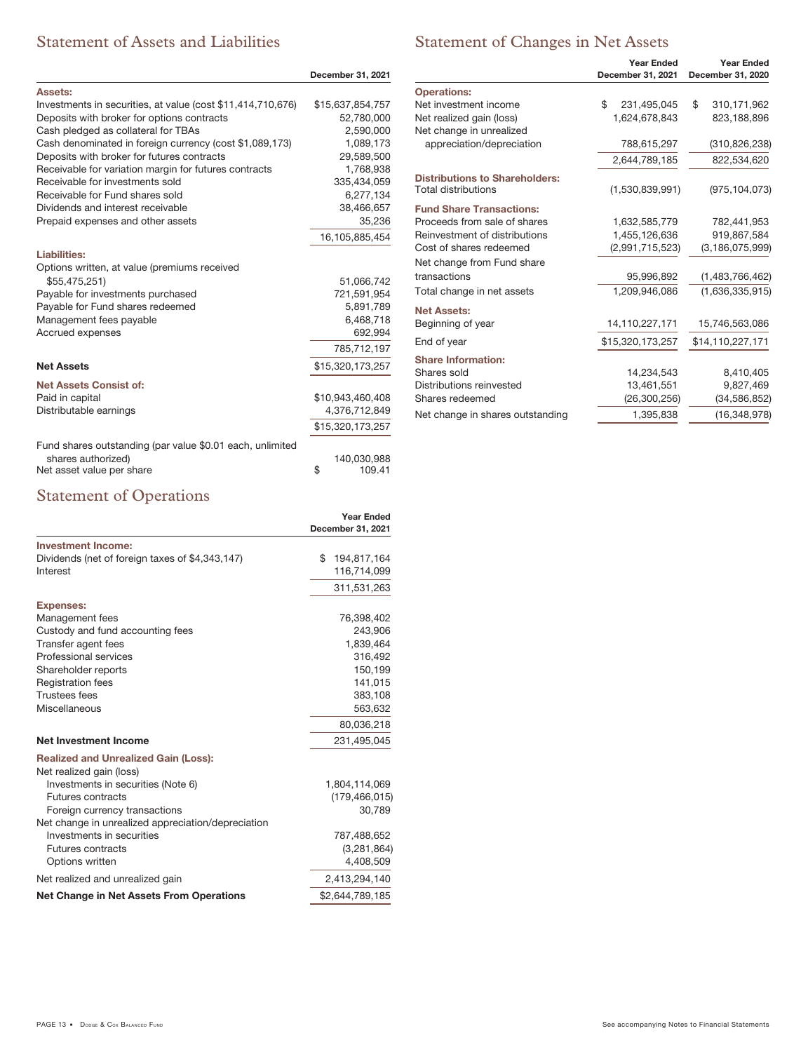## Statement of Assets and Liabilities

| | December 31, 2021 |
|---|---|
| **Assets:** | |
| Investments in securities, at value (cost $11,414,710,676) | $15,637,854,757 |
| Deposits with broker for options contracts | 52,780,000 |
| Cash pledged as collateral for TBAs | 2,590,000 |
| Cash denominated in foreign currency (cost $1,089,173) | 1,089,173 |
| Deposits with broker for futures contracts | 29,589,500 |
| Receivable for variation margin for futures contracts | 1,768,938 |
| Receivable for investments sold | 335,434,059 |
| Receivable for Fund shares sold | 6,277,134 |
| Dividends and interest receivable | 38,466,657 |
| Prepaid expenses and other assets | 35,236 |
| | 16,105,885,454 |
| **Liabilities:** | |
| Options written, at value (premiums received $55,475,251) | 51,066,742 |
| Payable for investments purchased | 721,591,954 |
| Payable for Fund shares redeemed | 5,891,789 |
| Management fees payable | 6,468,718 |
| Accrued expenses | 692,994 |
| | 785,712,197 |
| **Net Assets** | $15,320,173,257 |
| **Net Assets Consist of:** | |
| Paid in capital | $10,943,460,408 |
| Distributable earnings | 4,376,712,849 |
| | $15,320,173,257 |
| Fund shares outstanding (par value $0.01 each, unlimited shares authorized) | 140,030,988 |
| Net asset value per share | $ 109.41 |

## Statement of Operations

| | Year Ended December 31, 2021 |
|---|---|
| **Investment Income:** | |
| Dividends (net of foreign taxes of $4,343,147) | $ 194,817,164 |
| Interest | 116,714,099 |
| | 311,531,263 |
| **Expenses:** | |
| Management fees | 76,398,402 |
| Custody and fund accounting fees | 243,906 |
| Transfer agent fees | 1,839,464 |
| Professional services | 316,492 |
| Shareholder reports | 150,199 |
| Registration fees | 141,015 |
| Trustees fees | 383,108 |
| Miscellaneous | 563,632 |
| | 80,036,218 |
| **Net Investment Income** | 231,495,045 |
| **Realized and Unrealized Gain (Loss):** | |
| Net realized gain (loss) | |
| Investments in securities (Note 6) | 1,804,114,069 |
| Futures contracts | (179,466,015) |
| Foreign currency transactions | 30,789 |
| Net change in unrealized appreciation/depreciation | |
| Investments in securities | 787,488,652 |
| Futures contracts | (3,281,864) |
| Options written | 4,408,509 |
| Net realized and unrealized gain | 2,413,294,140 |
| **Net Change in Net Assets From Operations** | $2,644,789,185 |

## Statement of Changes in Net Assets

| | Year Ended December 31, 2021 | Year Ended December 31, 2020 |
|---|---|---|
| **Operations:** | | |
| Net investment income | $ 231,495,045 | $ 310,171,962 |
| Net realized gain (loss) | 1,624,678,843 | 823,188,896 |
| Net change in unrealized appreciation/depreciation | 788,615,297 | (310,826,238) |
| | 2,644,789,185 | 822,534,620 |
| **Distributions to Shareholders:** | | |
| Total distributions | (1,530,839,991) | (975,104,073) |
| **Fund Share Transactions:** | | |
| Proceeds from sale of shares | 1,632,585,779 | 782,441,953 |
| Reinvestment of distributions | 1,455,126,636 | 919,867,584 |
| Cost of shares redeemed | (2,991,715,523) | (3,186,075,999) |
| Net change from Fund share transactions | 95,996,892 | (1,483,766,462) |
| Total change in net assets | 1,209,946,086 | (1,636,335,915) |
| **Net Assets:** | | |
| Beginning of year | 14,110,227,171 | 15,746,563,086 |
| End of year | $15,320,173,257 | $14,110,227,171 |
| **Share Information:** | | |
| Shares sold | 14,234,543 | 8,410,405 |
| Distributions reinvested | 13,461,551 | 9,827,469 |
| Shares redeemed | (26,300,256) | (34,586,852) |
| Net change in shares outstanding | 1,395,838 | (16,348,978) |

See accompanying Notes to Financial Statements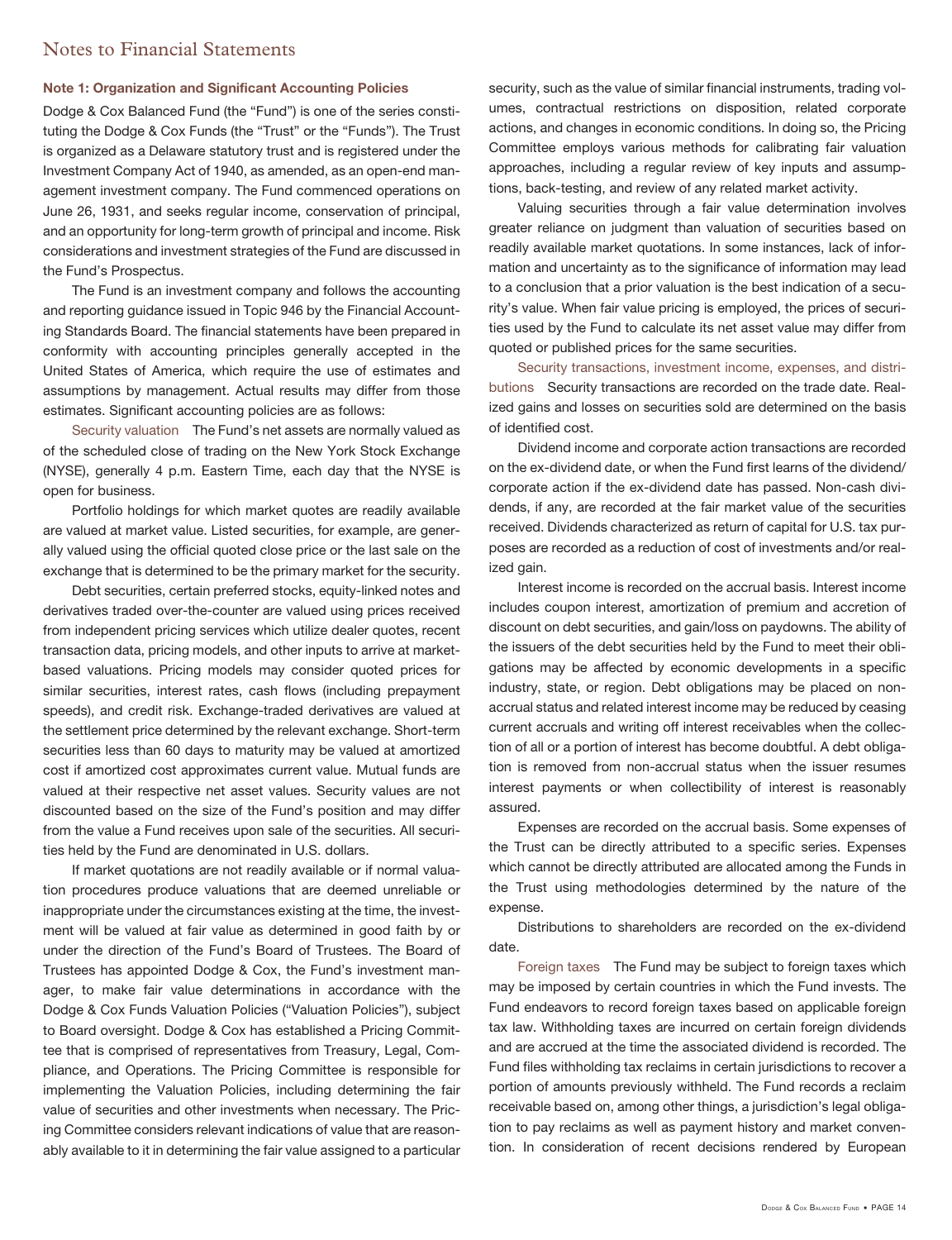# Notes to Financial Statements

### Note 1: Organization and Significant Accounting Policies

Dodge & Cox Balanced Fund (the "Fund") is one of the series constituting the Dodge & Cox Funds (the "Trust" or the "Funds"). The Trust is organized as a Delaware statutory trust and is registered under the Investment Company Act of 1940, as amended, as an open-end management investment company. The Fund commenced operations on June 26, 1931, and seeks regular income, conservation of principal, and an opportunity for long-term growth of principal and income. Risk considerations and investment strategies of the Fund are discussed in the Fund's Prospectus.

The Fund is an investment company and follows the accounting and reporting guidance issued in Topic 946 by the Financial Accounting Standards Board. The financial statements have been prepared in conformity with accounting principles generally accepted in the United States of America, which require the use of estimates and assumptions by management. Actual results may differ from those estimates. Significant accounting policies are as follows:

Security valuation The Fund's net assets are normally valued as of the scheduled close of trading on the New York Stock Exchange (NYSE), generally 4 p.m. Eastern Time, each day that the NYSE is open for business.

Portfolio holdings for which market quotes are readily available are valued at market value. Listed securities, for example, are generally valued using the official quoted close price or the last sale on the exchange that is determined to be the primary market for the security.

Debt securities, certain preferred stocks, equity-linked notes and derivatives traded over-the-counter are valued using prices received from independent pricing services which utilize dealer quotes, recent transaction data, pricing models, and other inputs to arrive at market-based valuations. Pricing models may consider quoted prices for similar securities, interest rates, cash flows (including prepayment speeds), and credit risk. Exchange-traded derivatives are valued at the settlement price determined by the relevant exchange. Short-term securities less than 60 days to maturity may be valued at amortized cost if amortized cost approximates current value. Mutual funds are valued at their respective net asset values. Security values are not discounted based on the size of the Fund's position and may differ from the value a Fund receives upon sale of the securities. All securities held by the Fund are denominated in U.S. dollars.

If market quotations are not readily available or if normal valuation procedures produce valuations that are deemed unreliable or inappropriate under the circumstances existing at the time, the investment will be valued at fair value as determined in good faith by or under the direction of the Fund's Board of Trustees. The Board of Trustees has appointed Dodge & Cox, the Fund's investment manager, to make fair value determinations in accordance with the Dodge & Cox Funds Valuation Policies ("Valuation Policies"), subject to Board oversight. Dodge & Cox has established a Pricing Committee that is comprised of representatives from Treasury, Legal, Compliance, and Operations. The Pricing Committee is responsible for implementing the Valuation Policies, including determining the fair value of securities and other investments when necessary. The Pricing Committee considers relevant indications of value that are reasonably available to it in determining the fair value assigned to a particular security, such as the value of similar financial instruments, trading volumes, contractual restrictions on disposition, related corporate actions, and changes in economic conditions. In doing so, the Pricing Committee employs various methods for calibrating fair valuation approaches, including a regular review of key inputs and assumptions, back-testing, and review of any related market activity.

Valuing securities through a fair value determination involves greater reliance on judgment than valuation of securities based on readily available market quotations. In some instances, lack of information and uncertainty as to the significance of information may lead to a conclusion that a prior valuation is the best indication of a security's value. When fair value pricing is employed, the prices of securities used by the Fund to calculate its net asset value may differ from quoted or published prices for the same securities.

Security transactions, investment income, expenses, and distributions Security transactions are recorded on the trade date. Realized gains and losses on securities sold are determined on the basis of identified cost.

Dividend income and corporate action transactions are recorded on the ex-dividend date, or when the Fund first learns of the dividend/corporate action if the ex-dividend date has passed. Non-cash dividends, if any, are recorded at the fair market value of the securities received. Dividends characterized as return of capital for U.S. tax purposes are recorded as a reduction of cost of investments and/or realized gain.

Interest income is recorded on the accrual basis. Interest income includes coupon interest, amortization of premium and accretion of discount on debt securities, and gain/loss on paydowns. The ability of the issuers of the debt securities held by the Fund to meet their obligations may be affected by economic developments in a specific industry, state, or region. Debt obligations may be placed on non-accrual status and related interest income may be reduced by ceasing current accruals and writing off interest receivables when the collection of all or a portion of interest has become doubtful. A debt obligation is removed from non-accrual status when the issuer resumes interest payments or when collectibility of interest is reasonably assured.

Expenses are recorded on the accrual basis. Some expenses of the Trust can be directly attributed to a specific series. Expenses which cannot be directly attributed are allocated among the Funds in the Trust using methodologies determined by the nature of the expense.

Distributions to shareholders are recorded on the ex-dividend date.

Foreign taxes The Fund may be subject to foreign taxes which may be imposed by certain countries in which the Fund invests. The Fund endeavors to record foreign taxes based on applicable foreign tax law. Withholding taxes are incurred on certain foreign dividends and are accrued at the time the associated dividend is recorded. The Fund files withholding tax reclaims in certain jurisdictions to recover a portion of amounts previously withheld. The Fund records a reclaim receivable based on, among other things, a jurisdiction's legal obligation to pay reclaims as well as payment history and market convention. In consideration of recent decisions rendered by European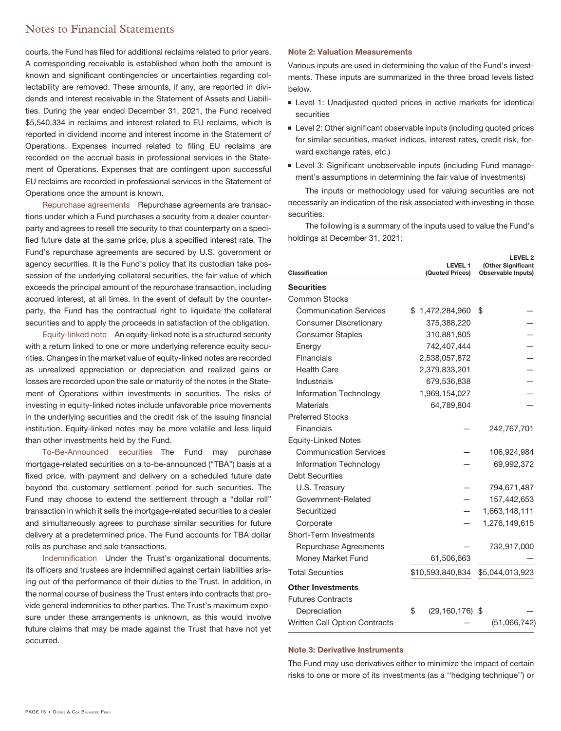courts, the Fund has filed for additional reclaims related to prior years. A corresponding receivable is established when both the amount is known and significant contingencies or uncertainties regarding collectability are removed. These amounts, if any, are reported in dividends and interest receivable in the Statement of Assets and Liabilities. During the year ended December 31, 2021, the Fund received $5,540,334 in reclaims and interest related to EU reclaims, which is reported in dividend income and interest income in the Statement of Operations. Expenses incurred related to filing EU reclaims are recorded on the accrual basis in professional services in the Statement of Operations. Expenses that are contingent upon successful EU reclaims are recorded in professional services in the Statement of Operations once the amount is known.

Repurchase agreements Repurchase agreements are transactions under which a Fund purchases a security from a dealer counterparty and agrees to resell the security to that counterparty on a specified future date at the same price, plus a specified interest rate. The Fund's repurchase agreements are secured by U.S. government or agency securities. It is the Fund's policy that its custodian take possession of the underlying collateral securities, the fair value of which exceeds the principal amount of the repurchase transaction, including accrued interest, at all times. In the event of default by the counterparty, the Fund has the contractual right to liquidate the collateral securities and to apply the proceeds in satisfaction of the obligation.

Equity-linked note An equity-linked note is a structured security with a return linked to one or more underlying reference equity securities. Changes in the market value of equity-linked notes are recorded as unrealized appreciation or depreciation and realized gains or losses are recorded upon the sale or maturity of the notes in the Statement of Operations within investments in securities. The risks of investing in equity-linked notes include unfavorable price movements in the underlying securities and the credit risk of the issuing financial institution. Equity-linked notes may be more volatile and less liquid than other investments held by the Fund.

To-Be-Announced securities The Fund may purchase mortgage-related securities on a to-be-announced ("TBA") basis at a fixed price, with payment and delivery on a scheduled future date beyond the customary settlement period for such securities. The Fund may choose to extend the settlement through a "dollar roll" transaction in which it sells the mortgage-related securities to a dealer and simultaneously agrees to purchase similar securities for future delivery at a predetermined price. The Fund accounts for TBA dollar rolls as purchase and sale transactions.

Indemnification Under the Trust's organizational documents, its officers and trustees are indemnified against certain liabilities arising out of the performance of their duties to the Trust. In addition, in the normal course of business the Trust enters into contracts that provide general indemnities to other parties. The Trust's maximum exposure under these arrangements is unknown, as this would involve future claims that may be made against the Trust that have not yet occurred.

**Note 2: Valuation Measurements**

Various inputs are used in determining the value of the Fund's investments. These inputs are summarized in the three broad levels listed below.

- Level 1: Unadjusted quoted prices in active markets for identical securities
- Level 2: Other significant observable inputs (including quoted prices for similar securities, market indices, interest rates, credit risk, forward exchange rates, etc.)
- Level 3: Significant unobservable inputs (including Fund management's assumptions in determining the fair value of investments)

The inputs or methodology used for valuing securities are not necessarily an indication of the risk associated with investing in those securities.

The following is a summary of the inputs used to value the Fund's holdings at December 31, 2021:

| Classification | LEVEL 1 (Quoted Prices) | LEVEL 2 (Other Significant Observable Inputs) |
|---|---|---|
| **Securities** | | |
| Common Stocks | | |
| Communication Services | $ 1,472,284,960 | $ — |
| Consumer Discretionary | 375,388,220 | — |
| Consumer Staples | 310,881,805 | — |
| Energy | 742,407,444 | — |
| Financials | 2,538,057,872 | — |
| Health Care | 2,379,833,201 | — |
| Industrials | 679,536,838 | — |
| Information Technology | 1,969,154,027 | — |
| Materials | 64,789,804 | — |
| Preferred Stocks | | |
| Financials | — | 242,767,701 |
| Equity-Linked Notes | | |
| Communication Services | — | 106,924,984 |
| Information Technology | — | 69,992,372 |
| Debt Securities | | |
| U.S. Treasury | — | 794,671,487 |
| Government-Related | — | 157,442,653 |
| Securitized | — | 1,663,148,111 |
| Corporate | — | 1,276,149,615 |
| Short-Term Investments | | |
| Repurchase Agreements | — | 732,917,000 |
| Money Market Fund | 61,506,663 | — |
| Total Securities | $10,593,840,834 | $5,044,013,923 |
| **Other Investments** | | |
| Futures Contracts | | |
| Depreciation | $ (29,160,176) | $ — |
| Written Call Option Contracts | — | (51,066,742) |

**Note 3: Derivative Instruments**

The Fund may use derivatives either to minimize the impact of certain risks to one or more of its investments (as a ''hedging technique'') or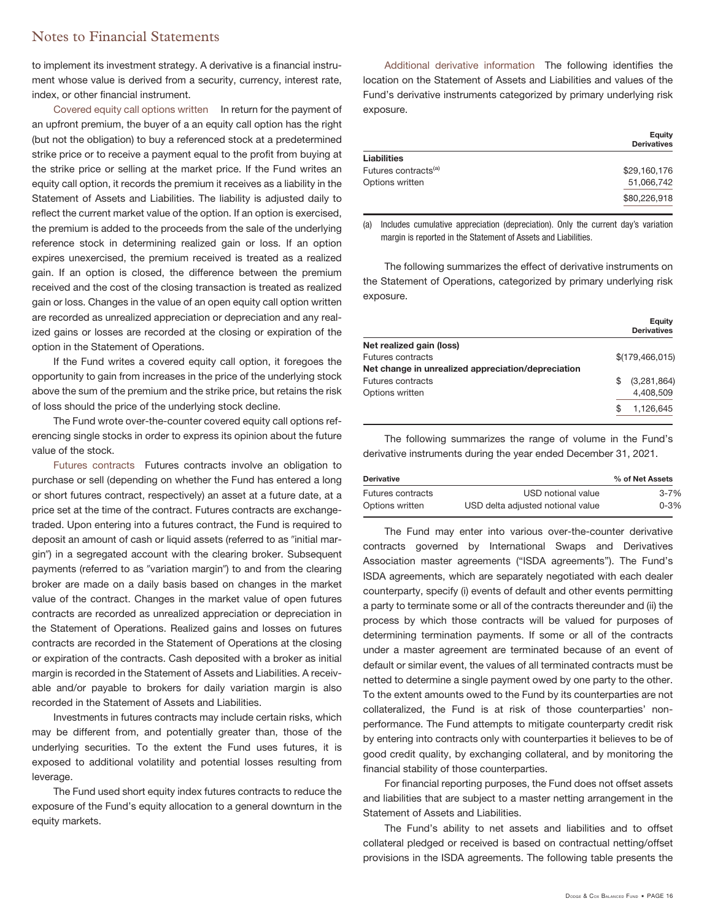to implement its investment strategy. A derivative is a financial instrument whose value is derived from a security, currency, interest rate, index, or other financial instrument.

Covered equity call options written In return for the payment of an upfront premium, the buyer of a an equity call option has the right (but not the obligation) to buy a referenced stock at a predetermined strike price or to receive a payment equal to the profit from buying at the strike price or selling at the market price. If the Fund writes an equity call option, it records the premium it receives as a liability in the Statement of Assets and Liabilities. The liability is adjusted daily to reflect the current market value of the option. If an option is exercised, the premium is added to the proceeds from the sale of the underlying reference stock in determining realized gain or loss. If an option expires unexercised, the premium received is treated as a realized gain. If an option is closed, the difference between the premium received and the cost of the closing transaction is treated as realized gain or loss. Changes in the value of an open equity call option written are recorded as unrealized appreciation or depreciation and any realized gains or losses are recorded at the closing or expiration of the option in the Statement of Operations.

If the Fund writes a covered equity call option, it foregoes the opportunity to gain from increases in the price of the underlying stock above the sum of the premium and the strike price, but retains the risk of loss should the price of the underlying stock decline.

The Fund wrote over-the-counter covered equity call options referencing single stocks in order to express its opinion about the future value of the stock.

Futures contracts Futures contracts involve an obligation to purchase or sell (depending on whether the Fund has entered a long or short futures contract, respectively) an asset at a future date, at a price set at the time of the contract. Futures contracts are exchange-traded. Upon entering into a futures contract, the Fund is required to deposit an amount of cash or liquid assets (referred to as "initial margin") in a segregated account with the clearing broker. Subsequent payments (referred to as "variation margin") to and from the clearing broker are made on a daily basis based on changes in the market value of the contract. Changes in the market value of open futures contracts are recorded as unrealized appreciation or depreciation in the Statement of Operations. Realized gains and losses on futures contracts are recorded in the Statement of Operations at the closing or expiration of the contracts. Cash deposited with a broker as initial margin is recorded in the Statement of Assets and Liabilities. A receivable and/or payable to brokers for daily variation margin is also recorded in the Statement of Assets and Liabilities.

Investments in futures contracts may include certain risks, which may be different from, and potentially greater than, those of the underlying securities. To the extent the Fund uses futures, it is exposed to additional volatility and potential losses resulting from leverage.

The Fund used short equity index futures contracts to reduce the exposure of the Fund's equity allocation to a general downturn in the equity markets.

Additional derivative information The following identifies the location on the Statement of Assets and Liabilities and values of the Fund's derivative instruments categorized by primary underlying risk exposure.

| | Equity Derivatives |
|---|---|
| **Liabilities** | |
| Futures contracts[(a)] | $29,160,176 |
| Options written | 51,066,742 |
| | $80,226,918 |

(a) Includes cumulative appreciation (depreciation). Only the current day's variation margin is reported in the Statement of Assets and Liabilities.

The following summarizes the effect of derivative instruments on the Statement of Operations, categorized by primary underlying risk exposure.

| | Equity Derivatives |
|---|---|
| **Net realized gain (loss)** | |
| Futures contracts | $(179,466,015) |
| **Net change in unrealized appreciation/depreciation** | |
| Futures contracts | $ (3,281,864) |
| Options written | 4,408,509 |
| | $ 1,126,645 |

The following summarizes the range of volume in the Fund's derivative instruments during the year ended December 31, 2021.

| Derivative | | % of Net Assets |
|---|---|---|
| Futures contracts | USD notional value | 3-7% |
| Options written | USD delta adjusted notional value | 0-3% |

The Fund may enter into various over-the-counter derivative contracts governed by International Swaps and Derivatives Association master agreements ("ISDA agreements"). The Fund's ISDA agreements, which are separately negotiated with each dealer counterparty, specify (i) events of default and other events permitting a party to terminate some or all of the contracts thereunder and (ii) the process by which those contracts will be valued for purposes of determining termination payments. If some or all of the contracts under a master agreement are terminated because of an event of default or similar event, the values of all terminated contracts must be netted to determine a single payment owed by one party to the other. To the extent amounts owed to the Fund by its counterparties are not collateralized, the Fund is at risk of those counterparties' non-performance. The Fund attempts to mitigate counterparty credit risk by entering into contracts only with counterparties it believes to be of good credit quality, by exchanging collateral, and by monitoring the financial stability of those counterparties.

For financial reporting purposes, the Fund does not offset assets and liabilities that are subject to a master netting arrangement in the Statement of Assets and Liabilities.

The Fund's ability to net assets and liabilities and to offset collateral pledged or received is based on contractual netting/offset provisions in the ISDA agreements. The following table presents the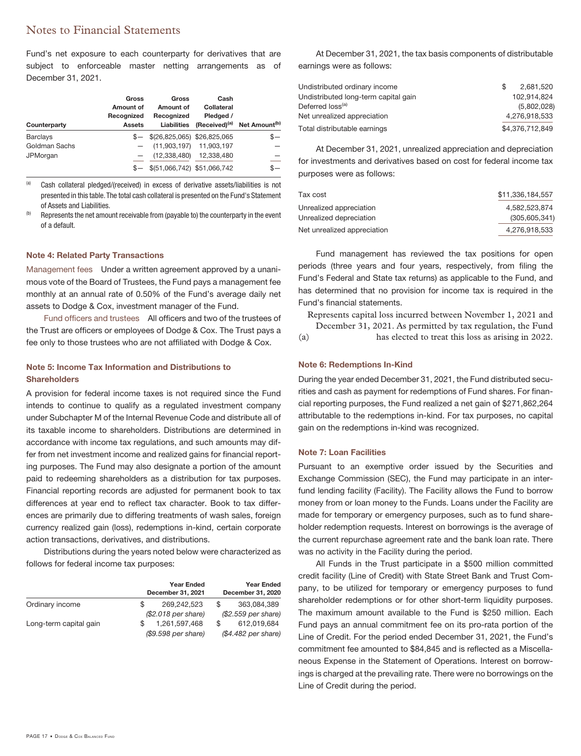## Notes to Financial Statements

Fund's net exposure to each counterparty for derivatives that are subject to enforceable master netting arrangements as of December 31, 2021.

| Counterparty | Gross Amount of Recognized Assets | Gross Amount of Recognized Liabilities | Cash Collateral Pledged / (Received)[a] | Net Amount[b] |
|---|---|---|---|---|
| Barclays | $— | $(26,825,065) | $26,825,065 | $— |
| Goldman Sachs | — | (11,903,197) | 11,903,197 | — |
| JPMorgan | — | (12,338,480) | 12,338,480 | — |
| | $— | $(51,066,742) | $51,066,742 | $— |

[a] Cash collateral pledged/(received) in excess of derivative assets/liabilities is not presented in this table. The total cash collateral is presented on the Fund's Statement of Assets and Liabilities.

[b] Represents the net amount receivable from (payable to) the counterparty in the event of a default.

### Note 4: Related Party Transactions

Management fees Under a written agreement approved by a unanimous vote of the Board of Trustees, the Fund pays a management fee monthly at an annual rate of 0.50% of the Fund's average daily net assets to Dodge & Cox, investment manager of the Fund.

Fund officers and trustees All officers and two of the trustees of the Trust are officers or employees of Dodge & Cox. The Trust pays a fee only to those trustees who are not affiliated with Dodge & Cox.

### Note 5: Income Tax Information and Distributions to Shareholders

A provision for federal income taxes is not required since the Fund intends to continue to qualify as a regulated investment company under Subchapter M of the Internal Revenue Code and distribute all of its taxable income to shareholders. Distributions are determined in accordance with income tax regulations, and such amounts may differ from net investment income and realized gains for financial reporting purposes. The Fund may also designate a portion of the amount paid to redeeming shareholders as a distribution for tax purposes. Financial reporting records are adjusted for permanent book to tax differences at year end to reflect tax character. Book to tax differences are primarily due to differing treatments of wash sales, foreign currency realized gain (loss), redemptions in-kind, certain corporate action transactions, derivatives, and distributions.

Distributions during the years noted below were characterized as follows for federal income tax purposes:

| | Year Ended December 31, 2021 | Year Ended December 31, 2020 |
|---|---|---|
| Ordinary income | $ 269,242,523 | $ 363,084,389 |
| | *($2.018 per share)* | *($2.559 per share)* |
| Long-term capital gain | $ 1,261,597,468 | $ 612,019,684 |
| | *($9.598 per share)* | *($4.482 per share)* |

At December 31, 2021, the tax basis components of distributable earnings were as follows:

| | |
|---|---|
| Undistributed ordinary income | $ 2,681,520 |
| Undistributed long-term capital gain | 102,914,824 |
| Deferred loss[a] | (5,802,028) |
| Net unrealized appreciation | 4,276,918,533 |
| Total distributable earnings | $4,376,712,849 |

At December 31, 2021, unrealized appreciation and depreciation for investments and derivatives based on cost for federal income tax purposes were as follows:

| | |
|---|---|
| Tax cost | $11,336,184,557 |
| Unrealized appreciation | 4,582,523,874 |
| Unrealized depreciation | (305,605,341) |
| Net unrealized appreciation | 4,276,918,533 |

Fund management has reviewed the tax positions for open periods (three years and four years, respectively, from filing the Fund's Federal and State tax returns) as applicable to the Fund, and has determined that no provision for income tax is required in the Fund's financial statements.

[a] Represents capital loss incurred between November 1, 2021 and December 31, 2021. As permitted by tax regulation, the Fund has elected to treat this loss as arising in 2022.

### Note 6: Redemptions In-Kind

During the year ended December 31, 2021, the Fund distributed securities and cash as payment for redemptions of Fund shares. For financial reporting purposes, the Fund realized a net gain of $271,862,264 attributable to the redemptions in-kind. For tax purposes, no capital gain on the redemptions in-kind was recognized.

### Note 7: Loan Facilities

Pursuant to an exemptive order issued by the Securities and Exchange Commission (SEC), the Fund may participate in an interfund lending facility (Facility). The Facility allows the Fund to borrow money from or loan money to the Funds. Loans under the Facility are made for temporary or emergency purposes, such as to fund shareholder redemption requests. Interest on borrowings is the average of the current repurchase agreement rate and the bank loan rate. There was no activity in the Facility during the period.

All Funds in the Trust participate in a $500 million committed credit facility (Line of Credit) with State Street Bank and Trust Company, to be utilized for temporary or emergency purposes to fund shareholder redemptions or for other short-term liquidity purposes. The maximum amount available to the Fund is $250 million. Each Fund pays an annual commitment fee on its pro-rata portion of the Line of Credit. For the period ended December 31, 2021, the Fund's commitment fee amounted to $84,845 and is reflected as a Miscellaneous Expense in the Statement of Operations. Interest on borrowings is charged at the prevailing rate. There were no borrowings on the Line of Credit during the period.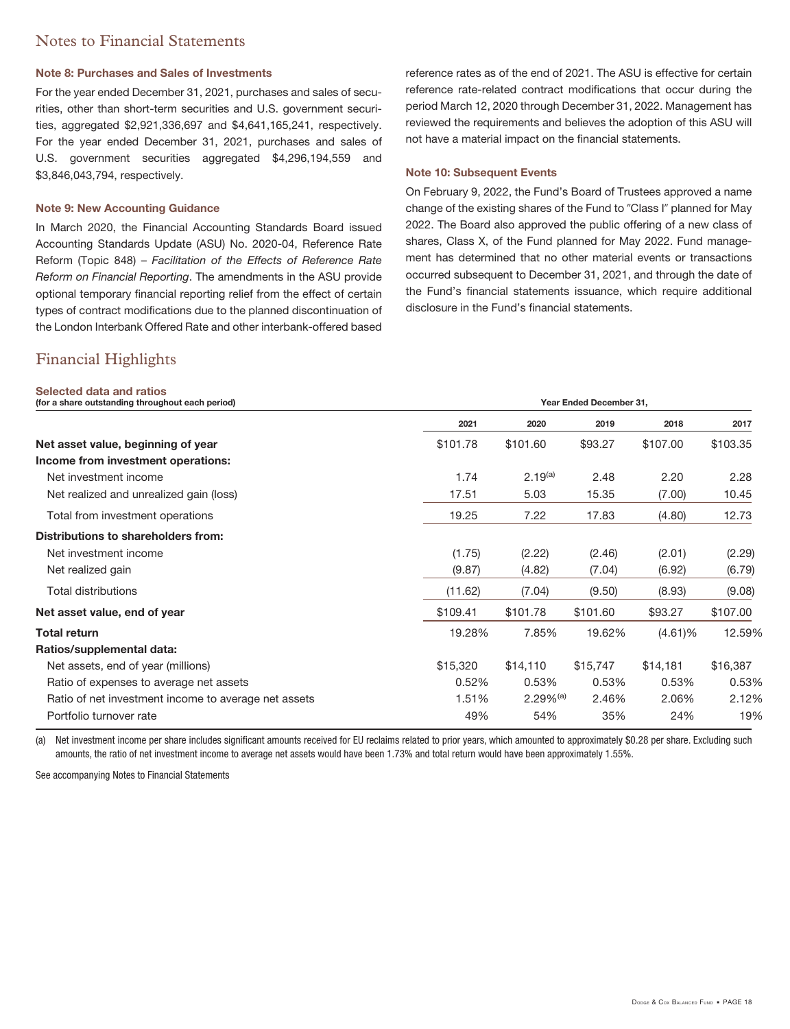# Notes to Financial Statements

### Note 8: Purchases and Sales of Investments

For the year ended December 31, 2021, purchases and sales of securities, other than short-term securities and U.S. government securities, aggregated $2,921,336,697 and $4,641,165,241, respectively. For the year ended December 31, 2021, purchases and sales of U.S. government securities aggregated $4,296,194,559 and $3,846,043,794, respectively.

### Note 9: New Accounting Guidance

In March 2020, the Financial Accounting Standards Board issued Accounting Standards Update (ASU) No. 2020-04, Reference Rate Reform (Topic 848) – *Facilitation of the Effects of Reference Rate Reform on Financial Reporting*. The amendments in the ASU provide optional temporary financial reporting relief from the effect of certain types of contract modifications due to the planned discontinuation of the London Interbank Offered Rate and other interbank-offered based reference rates as of the end of 2021. The ASU is effective for certain reference rate-related contract modifications that occur during the period March 12, 2020 through December 31, 2022. Management has reviewed the requirements and believes the adoption of this ASU will not have a material impact on the financial statements.

### Note 10: Subsequent Events

On February 9, 2022, the Fund's Board of Trustees approved a name change of the existing shares of the Fund to "Class I" planned for May 2022. The Board also approved the public offering of a new class of shares, Class X, of the Fund planned for May 2022. Fund management has determined that no other material events or transactions occurred subsequent to December 31, 2021, and through the date of the Fund's financial statements issuance, which require additional disclosure in the Fund's financial statements.

# Financial Highlights

**Selected data and ratios**
**(for a share outstanding throughout each period)**

| | Year Ended December 31, | | | | |
|---|---|---|---|---|---|
| | **2021** | **2020** | **2019** | **2018** | **2017** |
| **Net asset value, beginning of year** | $101.78 | $101.60 | $93.27 | $107.00 | $103.35 |
| **Income from investment operations:** | | | | | |
| Net investment income | 1.74 | 2.19[(a)] | 2.48 | 2.20 | 2.28 |
| Net realized and unrealized gain (loss) | 17.51 | 5.03 | 15.35 | (7.00) | 10.45 |
| Total from investment operations | 19.25 | 7.22 | 17.83 | (4.80) | 12.73 |
| **Distributions to shareholders from:** | | | | | |
| Net investment income | (1.75) | (2.22) | (2.46) | (2.01) | (2.29) |
| Net realized gain | (9.87) | (4.82) | (7.04) | (6.92) | (6.79) |
| Total distributions | (11.62) | (7.04) | (9.50) | (8.93) | (9.08) |
| **Net asset value, end of year** | $109.41 | $101.78 | $101.60 | $93.27 | $107.00 |
| **Total return** | 19.28% | 7.85% | 19.62% | (4.61)% | 12.59% |
| **Ratios/supplemental data:** | | | | | |
| Net assets, end of year (millions) | $15,320 | $14,110 | $15,747 | $14,181 | $16,387 |
| Ratio of expenses to average net assets | 0.52% | 0.53% | 0.53% | 0.53% | 0.53% |
| Ratio of net investment income to average net assets | 1.51% | 2.29%[(a)] | 2.46% | 2.06% | 2.12% |
| Portfolio turnover rate | 49% | 54% | 35% | 24% | 19% |

(a) Net investment income per share includes significant amounts received for EU reclaims related to prior years, which amounted to approximately $0.28 per share. Excluding such amounts, the ratio of net investment income to average net assets would have been 1.73% and total return would have been approximately 1.55%.

See accompanying Notes to Financial Statements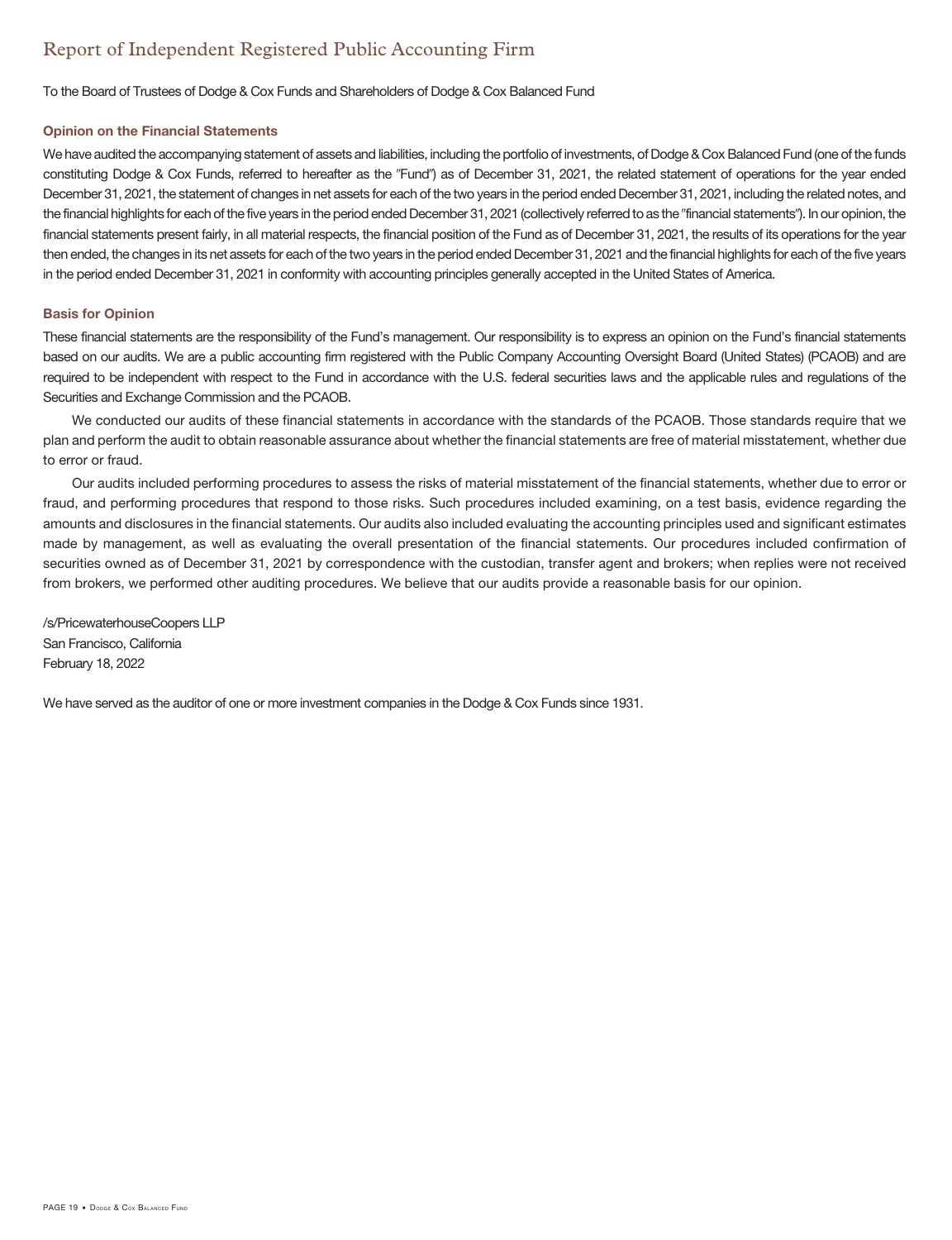# Report of Independent Registered Public Accounting Firm

To the Board of Trustees of Dodge & Cox Funds and Shareholders of Dodge & Cox Balanced Fund

### Opinion on the Financial Statements

We have audited the accompanying statement of assets and liabilities, including the portfolio of investments, of Dodge & Cox Balanced Fund (one of the funds constituting Dodge & Cox Funds, referred to hereafter as the "Fund") as of December 31, 2021, the related statement of operations for the year ended December 31, 2021, the statement of changes in net assets for each of the two years in the period ended December 31, 2021, including the related notes, and the financial highlights for each of the five years in the period ended December 31, 2021 (collectively referred to as the "financial statements"). In our opinion, the financial statements present fairly, in all material respects, the financial position of the Fund as of December 31, 2021, the results of its operations for the year then ended, the changes in its net assets for each of the two years in the period ended December 31, 2021 and the financial highlights for each of the five years in the period ended December 31, 2021 in conformity with accounting principles generally accepted in the United States of America.

### Basis for Opinion

These financial statements are the responsibility of the Fund's management. Our responsibility is to express an opinion on the Fund's financial statements based on our audits. We are a public accounting firm registered with the Public Company Accounting Oversight Board (United States) (PCAOB) and are required to be independent with respect to the Fund in accordance with the U.S. federal securities laws and the applicable rules and regulations of the Securities and Exchange Commission and the PCAOB.

We conducted our audits of these financial statements in accordance with the standards of the PCAOB. Those standards require that we plan and perform the audit to obtain reasonable assurance about whether the financial statements are free of material misstatement, whether due to error or fraud.

Our audits included performing procedures to assess the risks of material misstatement of the financial statements, whether due to error or fraud, and performing procedures that respond to those risks. Such procedures included examining, on a test basis, evidence regarding the amounts and disclosures in the financial statements. Our audits also included evaluating the accounting principles used and significant estimates made by management, as well as evaluating the overall presentation of the financial statements. Our procedures included confirmation of securities owned as of December 31, 2021 by correspondence with the custodian, transfer agent and brokers; when replies were not received from brokers, we performed other auditing procedures. We believe that our audits provide a reasonable basis for our opinion.

/s/PricewaterhouseCoopers LLP
San Francisco, California
February 18, 2022

We have served as the auditor of one or more investment companies in the Dodge & Cox Funds since 1931.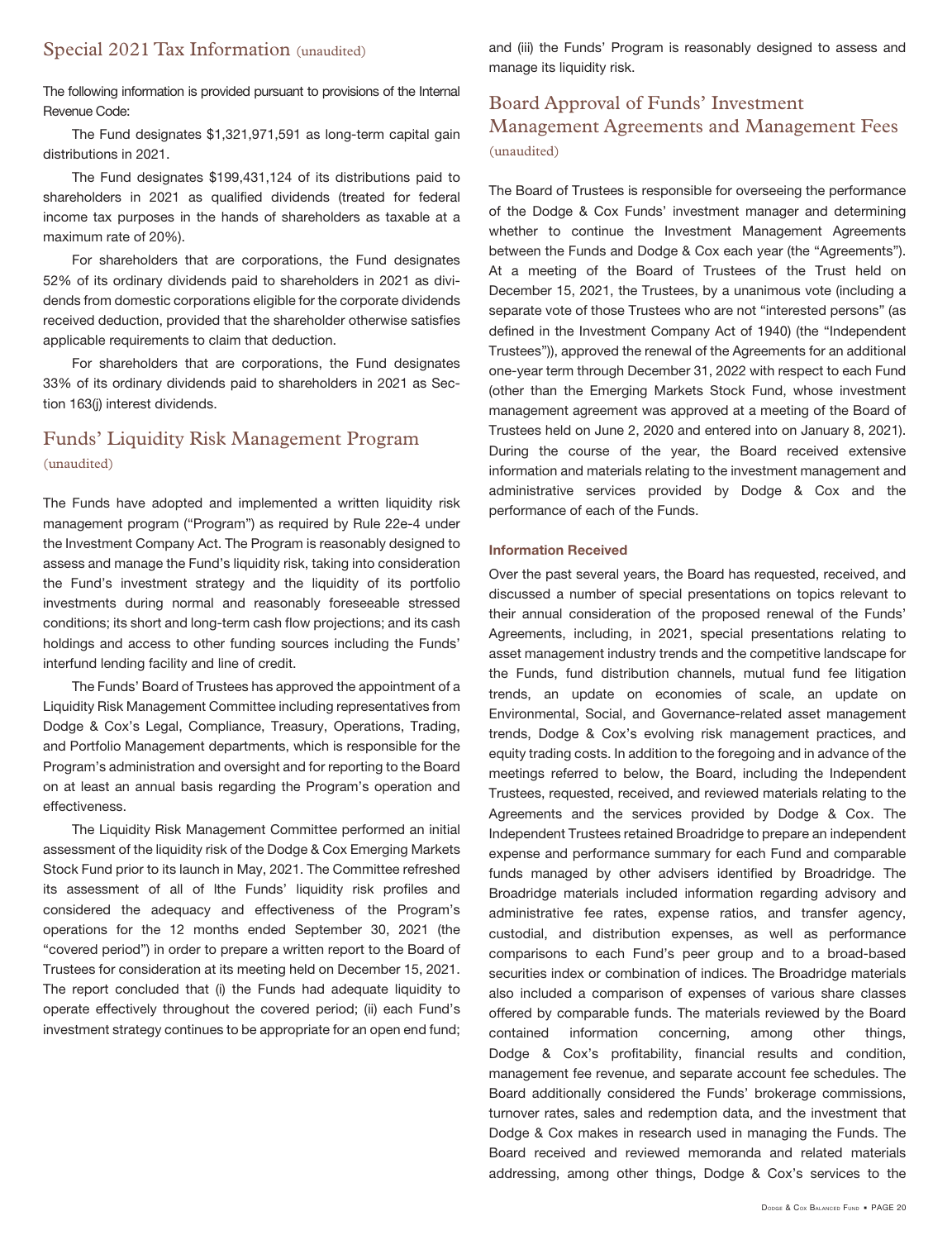## Special 2021 Tax Information (unaudited)

The following information is provided pursuant to provisions of the Internal Revenue Code:

The Fund designates $1,321,971,591 as long-term capital gain distributions in 2021.

The Fund designates $199,431,124 of its distributions paid to shareholders in 2021 as qualified dividends (treated for federal income tax purposes in the hands of shareholders as taxable at a maximum rate of 20%).

For shareholders that are corporations, the Fund designates 52% of its ordinary dividends paid to shareholders in 2021 as dividends from domestic corporations eligible for the corporate dividends received deduction, provided that the shareholder otherwise satisfies applicable requirements to claim that deduction.

For shareholders that are corporations, the Fund designates 33% of its ordinary dividends paid to shareholders in 2021 as Section 163(j) interest dividends.

## Funds' Liquidity Risk Management Program (unaudited)

The Funds have adopted and implemented a written liquidity risk management program ("Program") as required by Rule 22e-4 under the Investment Company Act. The Program is reasonably designed to assess and manage the Fund's liquidity risk, taking into consideration the Fund's investment strategy and the liquidity of its portfolio investments during normal and reasonably foreseeable stressed conditions; its short and long-term cash flow projections; and its cash holdings and access to other funding sources including the Funds' interfund lending facility and line of credit.

The Funds' Board of Trustees has approved the appointment of a Liquidity Risk Management Committee including representatives from Dodge & Cox's Legal, Compliance, Treasury, Operations, Trading, and Portfolio Management departments, which is responsible for the Program's administration and oversight and for reporting to the Board on at least an annual basis regarding the Program's operation and effectiveness.

The Liquidity Risk Management Committee performed an initial assessment of the liquidity risk of the Dodge & Cox Emerging Markets Stock Fund prior to its launch in May, 2021. The Committee refreshed its assessment of all of lthe Funds' liquidity risk profiles and considered the adequacy and effectiveness of the Program's operations for the 12 months ended September 30, 2021 (the "covered period") in order to prepare a written report to the Board of Trustees for consideration at its meeting held on December 15, 2021. The report concluded that (i) the Funds had adequate liquidity to operate effectively throughout the covered period; (ii) each Fund's investment strategy continues to be appropriate for an open end fund; and (iii) the Funds' Program is reasonably designed to assess and manage its liquidity risk.

## Board Approval of Funds' Investment Management Agreements and Management Fees (unaudited)

The Board of Trustees is responsible for overseeing the performance of the Dodge & Cox Funds' investment manager and determining whether to continue the Investment Management Agreements between the Funds and Dodge & Cox each year (the "Agreements"). At a meeting of the Board of Trustees of the Trust held on December 15, 2021, the Trustees, by a unanimous vote (including a separate vote of those Trustees who are not "interested persons" (as defined in the Investment Company Act of 1940) (the "Independent Trustees")), approved the renewal of the Agreements for an additional one-year term through December 31, 2022 with respect to each Fund (other than the Emerging Markets Stock Fund, whose investment management agreement was approved at a meeting of the Board of Trustees held on June 2, 2020 and entered into on January 8, 2021). During the course of the year, the Board received extensive information and materials relating to the investment management and administrative services provided by Dodge & Cox and the performance of each of the Funds.

**Information Received**

Over the past several years, the Board has requested, received, and discussed a number of special presentations on topics relevant to their annual consideration of the proposed renewal of the Funds' Agreements, including, in 2021, special presentations relating to asset management industry trends and the competitive landscape for the Funds, fund distribution channels, mutual fund fee litigation trends, an update on economies of scale, an update on Environmental, Social, and Governance-related asset management trends, Dodge & Cox's evolving risk management practices, and equity trading costs. In addition to the foregoing and in advance of the meetings referred to below, the Board, including the Independent Trustees, requested, received, and reviewed materials relating to the Agreements and the services provided by Dodge & Cox. The Independent Trustees retained Broadridge to prepare an independent expense and performance summary for each Fund and comparable funds managed by other advisers identified by Broadridge. The Broadridge materials included information regarding advisory and administrative fee rates, expense ratios, and transfer agency, custodial, and distribution expenses, as well as performance comparisons to each Fund's peer group and to a broad-based securities index or combination of indices. The Broadridge materials also included a comparison of expenses of various share classes offered by comparable funds. The materials reviewed by the Board contained information concerning, among other things, Dodge & Cox's profitability, financial results and condition, management fee revenue, and separate account fee schedules. The Board additionally considered the Funds' brokerage commissions, turnover rates, sales and redemption data, and the investment that Dodge & Cox makes in research used in managing the Funds. The Board received and reviewed memoranda and related materials addressing, among other things, Dodge & Cox's services to the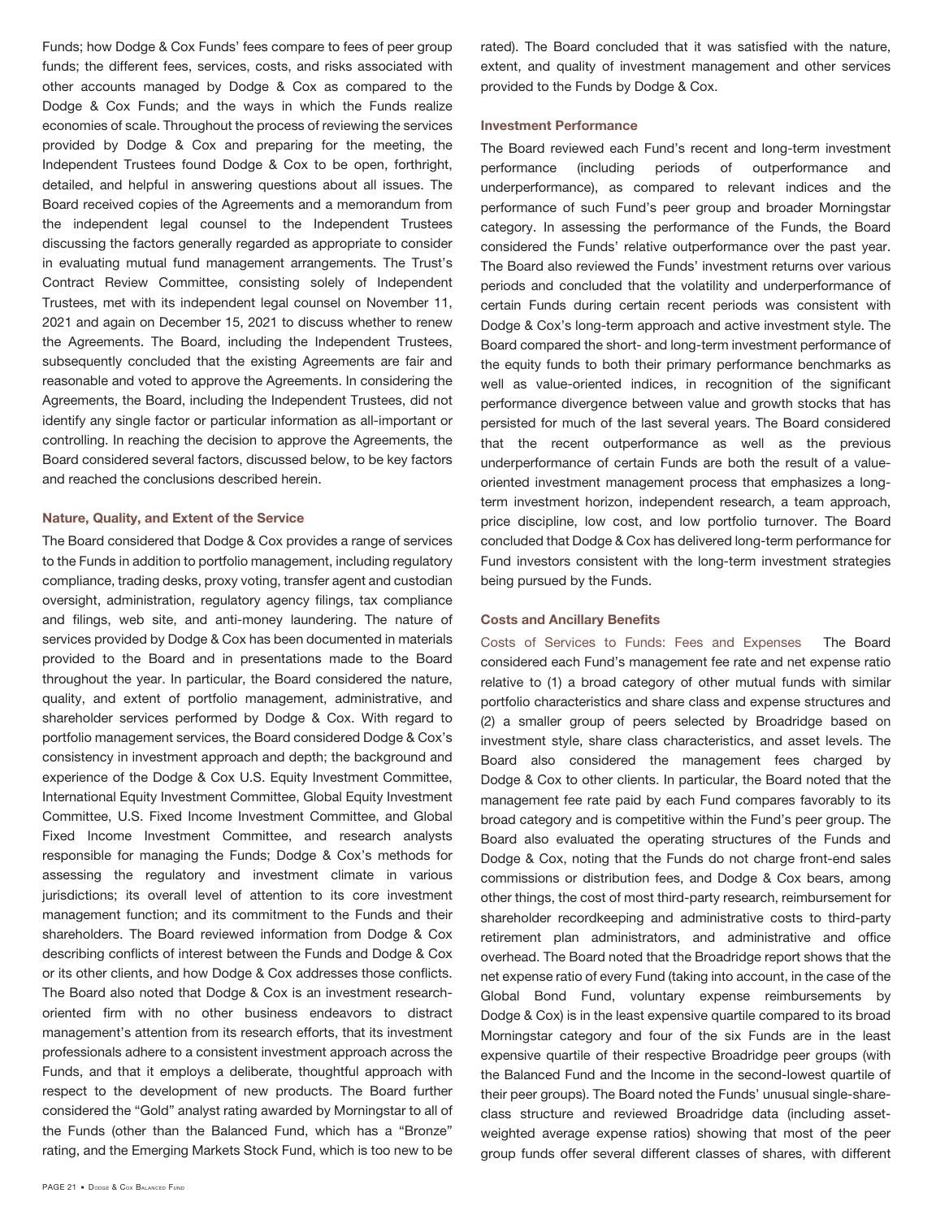Funds; how Dodge & Cox Funds' fees compare to fees of peer group funds; the different fees, services, costs, and risks associated with other accounts managed by Dodge & Cox as compared to the Dodge & Cox Funds; and the ways in which the Funds realize economies of scale. Throughout the process of reviewing the services provided by Dodge & Cox and preparing for the meeting, the Independent Trustees found Dodge & Cox to be open, forthright, detailed, and helpful in answering questions about all issues. The Board received copies of the Agreements and a memorandum from the independent legal counsel to the Independent Trustees discussing the factors generally regarded as appropriate to consider in evaluating mutual fund management arrangements. The Trust's Contract Review Committee, consisting solely of Independent Trustees, met with its independent legal counsel on November 11, 2021 and again on December 15, 2021 to discuss whether to renew the Agreements. The Board, including the Independent Trustees, subsequently concluded that the existing Agreements are fair and reasonable and voted to approve the Agreements. In considering the Agreements, the Board, including the Independent Trustees, did not identify any single factor or particular information as all-important or controlling. In reaching the decision to approve the Agreements, the Board considered several factors, discussed below, to be key factors and reached the conclusions described herein.

**Nature, Quality, and Extent of the Service**

The Board considered that Dodge & Cox provides a range of services to the Funds in addition to portfolio management, including regulatory compliance, trading desks, proxy voting, transfer agent and custodian oversight, administration, regulatory agency filings, tax compliance and filings, web site, and anti-money laundering. The nature of services provided by Dodge & Cox has been documented in materials provided to the Board and in presentations made to the Board throughout the year. In particular, the Board considered the nature, quality, and extent of portfolio management, administrative, and shareholder services performed by Dodge & Cox. With regard to portfolio management services, the Board considered Dodge & Cox's consistency in investment approach and depth; the background and experience of the Dodge & Cox U.S. Equity Investment Committee, International Equity Investment Committee, Global Equity Investment Committee, U.S. Fixed Income Investment Committee, and Global Fixed Income Investment Committee, and research analysts responsible for managing the Funds; Dodge & Cox's methods for assessing the regulatory and investment climate in various jurisdictions; its overall level of attention to its core investment management function; and its commitment to the Funds and their shareholders. The Board reviewed information from Dodge & Cox describing conflicts of interest between the Funds and Dodge & Cox or its other clients, and how Dodge & Cox addresses those conflicts. The Board also noted that Dodge & Cox is an investment research-oriented firm with no other business endeavors to distract management's attention from its research efforts, that its investment professionals adhere to a consistent investment approach across the Funds, and that it employs a deliberate, thoughtful approach with respect to the development of new products. The Board further considered the "Gold" analyst rating awarded by Morningstar to all of the Funds (other than the Balanced Fund, which has a "Bronze" rating, and the Emerging Markets Stock Fund, which is too new to be rated). The Board concluded that it was satisfied with the nature, extent, and quality of investment management and other services provided to the Funds by Dodge & Cox.

**Investment Performance**

The Board reviewed each Fund's recent and long-term investment performance (including periods of outperformance and underperformance), as compared to relevant indices and the performance of such Fund's peer group and broader Morningstar category. In assessing the performance of the Funds, the Board considered the Funds' relative outperformance over the past year. The Board also reviewed the Funds' investment returns over various periods and concluded that the volatility and underperformance of certain Funds during certain recent periods was consistent with Dodge & Cox's long-term approach and active investment style. The Board compared the short- and long-term investment performance of the equity funds to both their primary performance benchmarks as well as value-oriented indices, in recognition of the significant performance divergence between value and growth stocks that has persisted for much of the last several years. The Board considered that the recent outperformance as well as the previous underperformance of certain Funds are both the result of a value-oriented investment management process that emphasizes a long-term investment horizon, independent research, a team approach, price discipline, low cost, and low portfolio turnover. The Board concluded that Dodge & Cox has delivered long-term performance for Fund investors consistent with the long-term investment strategies being pursued by the Funds.

**Costs and Ancillary Benefits**

Costs of Services to Funds: Fees and Expenses The Board considered each Fund's management fee rate and net expense ratio relative to (1) a broad category of other mutual funds with similar portfolio characteristics and share class and expense structures and (2) a smaller group of peers selected by Broadridge based on investment style, share class characteristics, and asset levels. The Board also considered the management fees charged by Dodge & Cox to other clients. In particular, the Board noted that the management fee rate paid by each Fund compares favorably to its broad category and is competitive within the Fund's peer group. The Board also evaluated the operating structures of the Funds and Dodge & Cox, noting that the Funds do not charge front-end sales commissions or distribution fees, and Dodge & Cox bears, among other things, the cost of most third-party research, reimbursement for shareholder recordkeeping and administrative costs to third-party retirement plan administrators, and administrative and office overhead. The Board noted that the Broadridge report shows that the net expense ratio of every Fund (taking into account, in the case of the Global Bond Fund, voluntary expense reimbursements by Dodge & Cox) is in the least expensive quartile compared to its broad Morningstar category and four of the six Funds are in the least expensive quartile of their respective Broadridge peer groups (with the Balanced Fund and the Income in the second-lowest quartile of their peer groups). The Board noted the Funds' unusual single-share-class structure and reviewed Broadridge data (including asset-weighted average expense ratios) showing that most of the peer group funds offer several different classes of shares, with different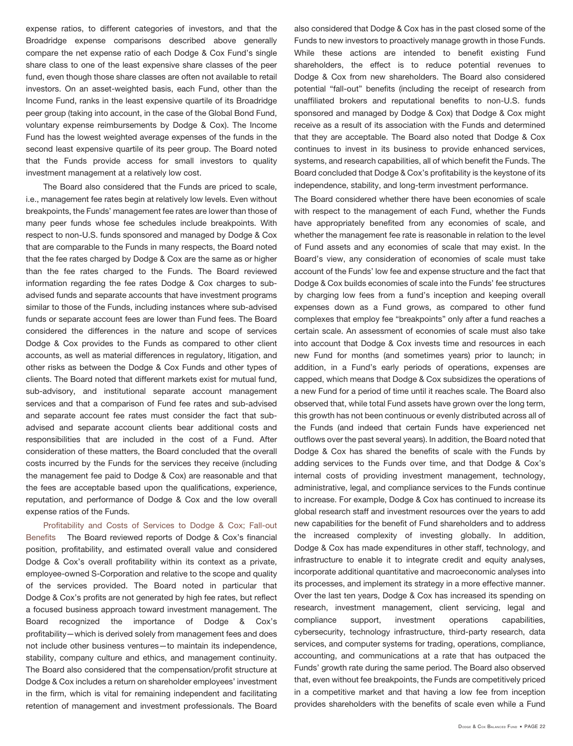expense ratios, to different categories of investors, and that the Broadridge expense comparisons described above generally compare the net expense ratio of each Dodge & Cox Fund's single share class to one of the least expensive share classes of the peer fund, even though those share classes are often not available to retail investors. On an asset-weighted basis, each Fund, other than the Income Fund, ranks in the least expensive quartile of its Broadridge peer group (taking into account, in the case of the Global Bond Fund, voluntary expense reimbursements by Dodge & Cox). The Income Fund has the lowest weighted average expenses of the funds in the second least expensive quartile of its peer group. The Board noted that the Funds provide access for small investors to quality investment management at a relatively low cost.

The Board also considered that the Funds are priced to scale, i.e., management fee rates begin at relatively low levels. Even without breakpoints, the Funds' management fee rates are lower than those of many peer funds whose fee schedules include breakpoints. With respect to non-U.S. funds sponsored and managed by Dodge & Cox that are comparable to the Funds in many respects, the Board noted that the fee rates charged by Dodge & Cox are the same as or higher than the fee rates charged to the Funds. The Board reviewed information regarding the fee rates Dodge & Cox charges to sub-advised funds and separate accounts that have investment programs similar to those of the Funds, including instances where sub-advised funds or separate account fees are lower than Fund fees. The Board considered the differences in the nature and scope of services Dodge & Cox provides to the Funds as compared to other client accounts, as well as material differences in regulatory, litigation, and other risks as between the Dodge & Cox Funds and other types of clients. The Board noted that different markets exist for mutual fund, sub-advisory, and institutional separate account management services and that a comparison of Fund fee rates and sub-advised and separate account fee rates must consider the fact that sub-advised and separate account clients bear additional costs and responsibilities that are included in the cost of a Fund. After consideration of these matters, the Board concluded that the overall costs incurred by the Funds for the services they receive (including the management fee paid to Dodge & Cox) are reasonable and that the fees are acceptable based upon the qualifications, experience, reputation, and performance of Dodge & Cox and the low overall expense ratios of the Funds.

Profitability and Costs of Services to Dodge & Cox; Fall-out Benefits The Board reviewed reports of Dodge & Cox's financial position, profitability, and estimated overall value and considered Dodge & Cox's overall profitability within its context as a private, employee-owned S-Corporation and relative to the scope and quality of the services provided. The Board noted in particular that Dodge & Cox's profits are not generated by high fee rates, but reflect a focused business approach toward investment management. The Board recognized the importance of Dodge & Cox's profitability—which is derived solely from management fees and does not include other business ventures—to maintain its independence, stability, company culture and ethics, and management continuity. The Board also considered that the compensation/profit structure at Dodge & Cox includes a return on shareholder employees' investment in the firm, which is vital for remaining independent and facilitating retention of management and investment professionals. The Board also considered that Dodge & Cox has in the past closed some of the Funds to new investors to proactively manage growth in those Funds. While these actions are intended to benefit existing Fund shareholders, the effect is to reduce potential revenues to Dodge & Cox from new shareholders. The Board also considered potential "fall-out" benefits (including the receipt of research from unaffiliated brokers and reputational benefits to non-U.S. funds sponsored and managed by Dodge & Cox) that Dodge & Cox might receive as a result of its association with the Funds and determined that they are acceptable. The Board also noted that Dodge & Cox continues to invest in its business to provide enhanced services, systems, and research capabilities, all of which benefit the Funds. The Board concluded that Dodge & Cox's profitability is the keystone of its independence, stability, and long-term investment performance.

The Board considered whether there have been economies of scale with respect to the management of each Fund, whether the Funds have appropriately benefited from any economies of scale, and whether the management fee rate is reasonable in relation to the level of Fund assets and any economies of scale that may exist. In the Board's view, any consideration of economies of scale must take account of the Funds' low fee and expense structure and the fact that Dodge & Cox builds economies of scale into the Funds' fee structures by charging low fees from a fund's inception and keeping overall expenses down as a Fund grows, as compared to other fund complexes that employ fee "breakpoints" only after a fund reaches a certain scale. An assessment of economies of scale must also take into account that Dodge & Cox invests time and resources in each new Fund for months (and sometimes years) prior to launch; in addition, in a Fund's early periods of operations, expenses are capped, which means that Dodge & Cox subsidizes the operations of a new Fund for a period of time until it reaches scale. The Board also observed that, while total Fund assets have grown over the long term, this growth has not been continuous or evenly distributed across all of the Funds (and indeed that certain Funds have experienced net outflows over the past several years). In addition, the Board noted that Dodge & Cox has shared the benefits of scale with the Funds by adding services to the Funds over time, and that Dodge & Cox's internal costs of providing investment management, technology, administrative, legal, and compliance services to the Funds continue to increase. For example, Dodge & Cox has continued to increase its global research staff and investment resources over the years to add new capabilities for the benefit of Fund shareholders and to address the increased complexity of investing globally. In addition, Dodge & Cox has made expenditures in other staff, technology, and infrastructure to enable it to integrate credit and equity analyses, incorporate additional quantitative and macroeconomic analyses into its processes, and implement its strategy in a more effective manner. Over the last ten years, Dodge & Cox has increased its spending on research, investment management, client servicing, legal and compliance support, investment operations capabilities, cybersecurity, technology infrastructure, third-party research, data services, and computer systems for trading, operations, compliance, accounting, and communications at a rate that has outpaced the Funds' growth rate during the same period. The Board also observed that, even without fee breakpoints, the Funds are competitively priced in a competitive market and that having a low fee from inception provides shareholders with the benefits of scale even while a Fund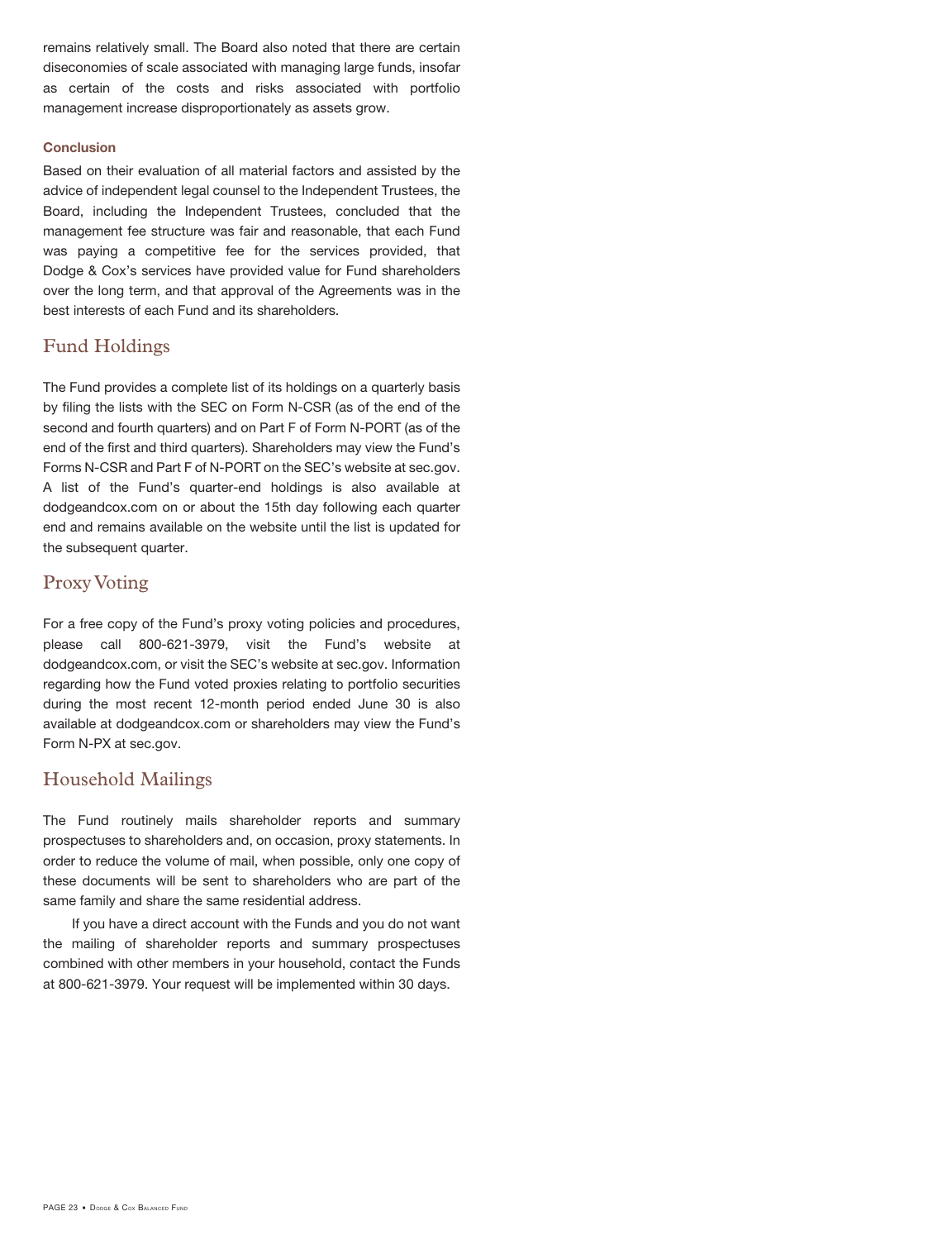remains relatively small. The Board also noted that there are certain diseconomies of scale associated with managing large funds, insofar as certain of the costs and risks associated with portfolio management increase disproportionately as assets grow.

**Conclusion**

Based on their evaluation of all material factors and assisted by the advice of independent legal counsel to the Independent Trustees, the Board, including the Independent Trustees, concluded that the management fee structure was fair and reasonable, that each Fund was paying a competitive fee for the services provided, that Dodge & Cox's services have provided value for Fund shareholders over the long term, and that approval of the Agreements was in the best interests of each Fund and its shareholders.

## Fund Holdings

The Fund provides a complete list of its holdings on a quarterly basis by filing the lists with the SEC on Form N-CSR (as of the end of the second and fourth quarters) and on Part F of Form N-PORT (as of the end of the first and third quarters). Shareholders may view the Fund's Forms N-CSR and Part F of N-PORT on the SEC's website at sec.gov. A list of the Fund's quarter-end holdings is also available at dodgeandcox.com on or about the 15th day following each quarter end and remains available on the website until the list is updated for the subsequent quarter.

## Proxy Voting

For a free copy of the Fund's proxy voting policies and procedures, please call 800-621-3979, visit the Fund's website at dodgeandcox.com, or visit the SEC's website at sec.gov. Information regarding how the Fund voted proxies relating to portfolio securities during the most recent 12-month period ended June 30 is also available at dodgeandcox.com or shareholders may view the Fund's Form N-PX at sec.gov.

## Household Mailings

The Fund routinely mails shareholder reports and summary prospectuses to shareholders and, on occasion, proxy statements. In order to reduce the volume of mail, when possible, only one copy of these documents will be sent to shareholders who are part of the same family and share the same residential address.

If you have a direct account with the Funds and you do not want the mailing of shareholder reports and summary prospectuses combined with other members in your household, contact the Funds at 800-621-3979. Your request will be implemented within 30 days.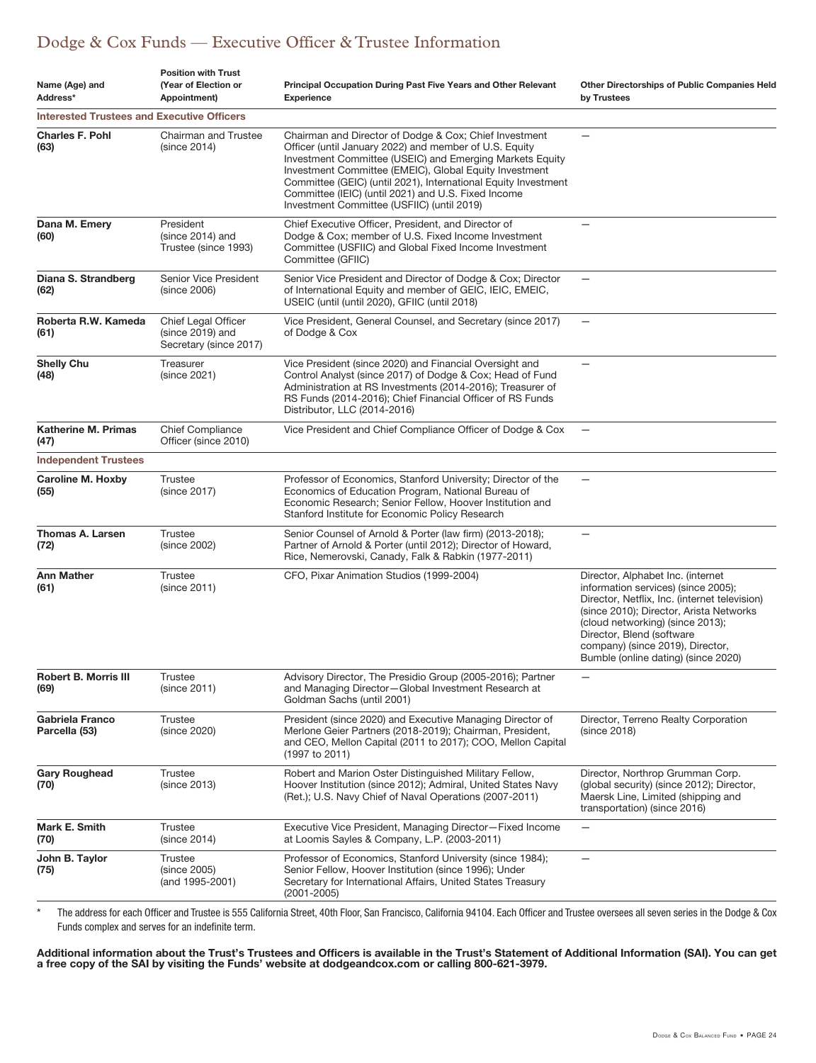# Dodge & Cox Funds — Executive Officer & Trustee Information

| Name (Age) and Address* | Position with Trust (Year of Election or Appointment) | Principal Occupation During Past Five Years and Other Relevant Experience | Other Directorships of Public Companies Held by Trustees |
|---|---|---|---|
| **Interested Trustees and Executive Officers** | | | |
| **Charles F. Pohl (63)** | Chairman and Trustee (since 2014) | Chairman and Director of Dodge & Cox; Chief Investment Officer (until January 2022) and member of U.S. Equity Investment Committee (USEIC) and Emerging Markets Equity Investment Committee (EMEIC), Global Equity Investment Committee (GEIC) (until 2021), International Equity Investment Committee (IEIC) (until 2021) and U.S. Fixed Income Investment Committee (USFIIC) (until 2019) | — |
| **Dana M. Emery (60)** | President (since 2014) and Trustee (since 1993) | Chief Executive Officer, President, and Director of Dodge & Cox; member of U.S. Fixed Income Investment Committee (USFIIC) and Global Fixed Income Investment Committee (GFIIC) | — |
| **Diana S. Strandberg (62)** | Senior Vice President (since 2006) | Senior Vice President and Director of Dodge & Cox; Director of International Equity and member of GEIC, IEIC, EMEIC, USEIC (until (until 2020), GFIIC (until 2018) | — |
| **Roberta R.W. Kameda (61)** | Chief Legal Officer (since 2019) and Secretary (since 2017) | Vice President, General Counsel, and Secretary (since 2017) of Dodge & Cox | — |
| **Shelly Chu (48)** | Treasurer (since 2021) | Vice President (since 2020) and Financial Oversight and Control Analyst (since 2017) of Dodge & Cox; Head of Fund Administration at RS Investments (2014-2016); Treasurer of RS Funds (2014-2016); Chief Financial Officer of RS Funds Distributor, LLC (2014-2016) | — |
| **Katherine M. Primas (47)** | Chief Compliance Officer (since 2010) | Vice President and Chief Compliance Officer of Dodge & Cox | — |
| **Independent Trustees** | | | |
| **Caroline M. Hoxby (55)** | Trustee (since 2017) | Professor of Economics, Stanford University; Director of the Economics of Education Program, National Bureau of Economic Research; Senior Fellow, Hoover Institution and Stanford Institute for Economic Policy Research | — |
| **Thomas A. Larsen (72)** | Trustee (since 2002) | Senior Counsel of Arnold & Porter (law firm) (2013-2018); Partner of Arnold & Porter (until 2012); Director of Howard, Rice, Nemerovski, Canady, Falk & Rabkin (1977-2011) | — |
| **Ann Mather (61)** | Trustee (since 2011) | CFO, Pixar Animation Studios (1999-2004) | Director, Alphabet Inc. (internet information services) (since 2005); Director, Netflix, Inc. (internet television) (since 2010); Director, Arista Networks (cloud networking) (since 2013); Director, Blend (software company) (since 2019), Director, Bumble (online dating) (since 2020) |
| **Robert B. Morris III (69)** | Trustee (since 2011) | Advisory Director, The Presidio Group (2005-2016); Partner and Managing Director—Global Investment Research at Goldman Sachs (until 2001) | — |
| **Gabriela Franco Parcella (53)** | Trustee (since 2020) | President (since 2020) and Executive Managing Director of Merlone Geier Partners (2018-2019); Chairman, President, and CEO, Mellon Capital (2011 to 2017); COO, Mellon Capital (1997 to 2011) | Director, Terreno Realty Corporation (since 2018) |
| **Gary Roughead (70)** | Trustee (since 2013) | Robert and Marion Oster Distinguished Military Fellow, Hoover Institution (since 2012); Admiral, United States Navy (Ret.); U.S. Navy Chief of Naval Operations (2007-2011) | Director, Northrop Grumman Corp. (global security) (since 2012); Director, Maersk Line, Limited (shipping and transportation) (since 2016) |
| **Mark E. Smith (70)** | Trustee (since 2014) | Executive Vice President, Managing Director—Fixed Income at Loomis Sayles & Company, L.P. (2003-2011) | — |
| **John B. Taylor (75)** | Trustee (since 2005) (and 1995-2001) | Professor of Economics, Stanford University (since 1984); Senior Fellow, Hoover Institution (since 1996); Under Secretary for International Affairs, United States Treasury (2001-2005) | — |

\* The address for each Officer and Trustee is 555 California Street, 40th Floor, San Francisco, California 94104. Each Officer and Trustee oversees all seven series in the Dodge & Cox Funds complex and serves for an indefinite term.

**Additional information about the Trust's Trustees and Officers is available in the Trust's Statement of Additional Information (SAI). You can get a free copy of the SAI by visiting the Funds' website at dodgeandcox.com or calling 800-621-3979.**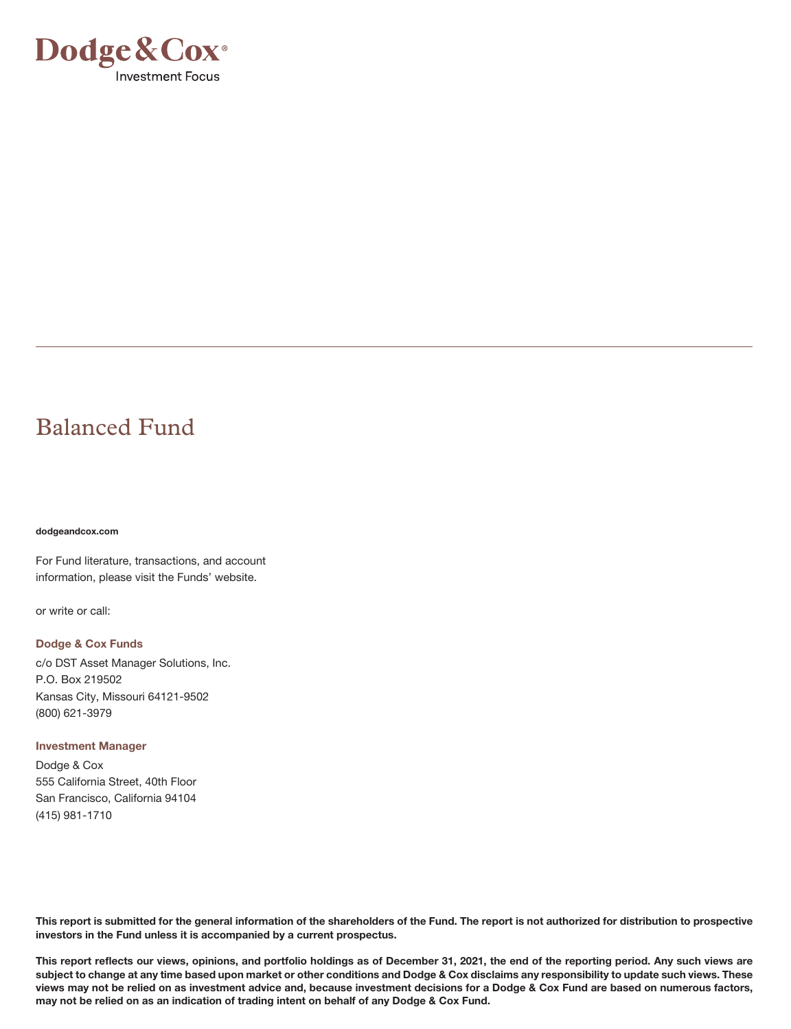# Dodge & Cox®

Investment Focus

---

# Balanced Fund

**dodgeandcox.com**

For Fund literature, transactions, and account information, please visit the Funds' website.

or write or call:

**Dodge & Cox Funds**

c/o DST Asset Manager Solutions, Inc.
P.O. Box 219502
Kansas City, Missouri 64121-9502
(800) 621-3979

**Investment Manager**

Dodge & Cox
555 California Street, 40th Floor
San Francisco, California 94104
(415) 981-1710

**This report is submitted for the general information of the shareholders of the Fund. The report is not authorized for distribution to prospective investors in the Fund unless it is accompanied by a current prospectus.**

**This report reflects our views, opinions, and portfolio holdings as of December 31, 2021, the end of the reporting period. Any such views are subject to change at any time based upon market or other conditions and Dodge & Cox disclaims any responsibility to update such views. These views may not be relied on as investment advice and, because investment decisions for a Dodge & Cox Fund are based on numerous factors, may not be relied on as an indication of trading intent on behalf of any Dodge & Cox Fund.**